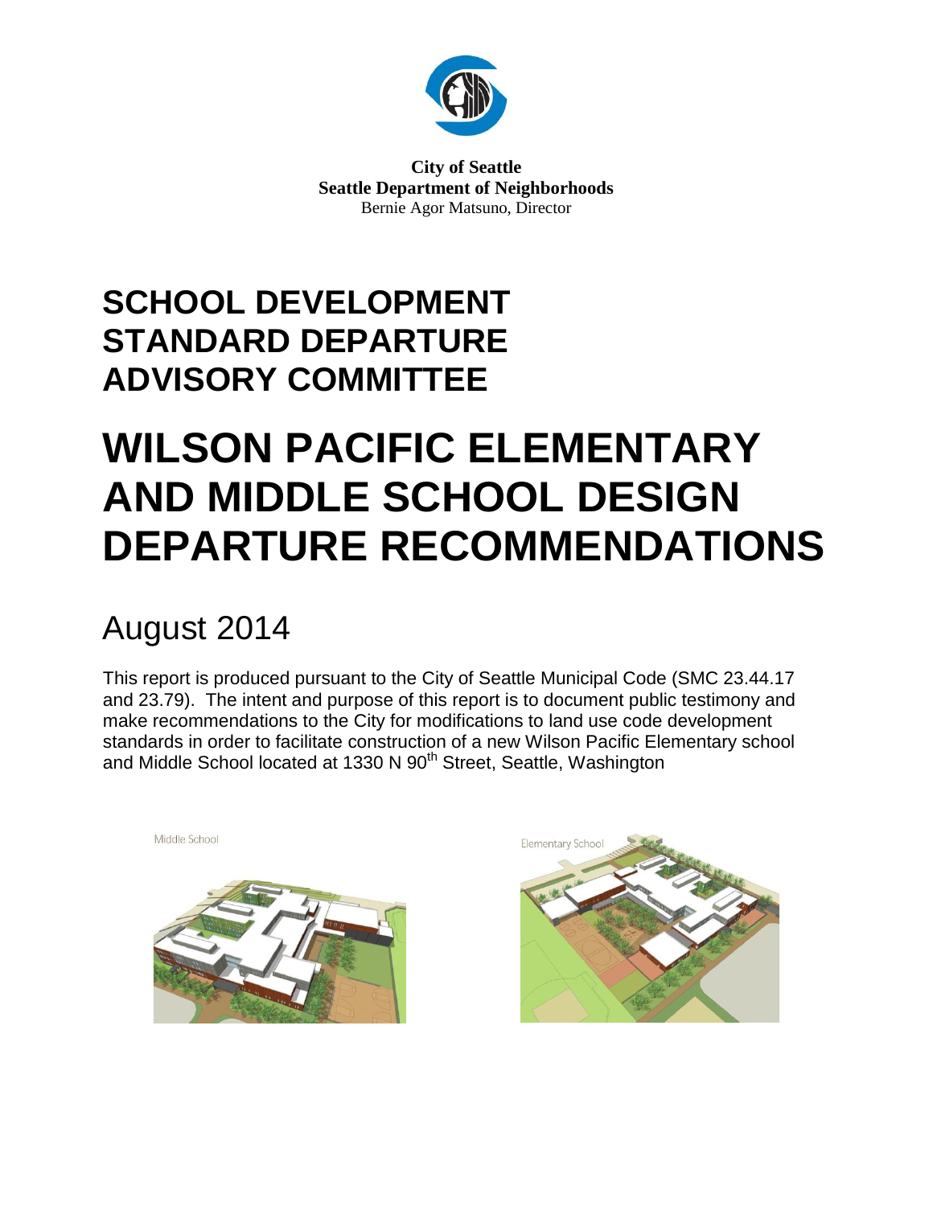**City of Seattle**
**Seattle Department of Neighborhoods**
Bernie Agor Matsuno, Director

# SCHOOL DEVELOPMENT STANDARD DEPARTURE ADVISORY COMMITTEE

# WILSON PACIFIC ELEMENTARY AND MIDDLE SCHOOL DESIGN DEPARTURE RECOMMENDATIONS

## August 2014

This report is produced pursuant to the City of Seattle Municipal Code (SMC 23.44.17 and 23.79). The intent and purpose of this report is to document public testimony and make recommendations to the City for modifications to land use code development standards in order to facilitate construction of a new Wilson Pacific Elementary school and Middle School located at 1330 N 90th Street, Seattle, Washington

Middle School

Elementary School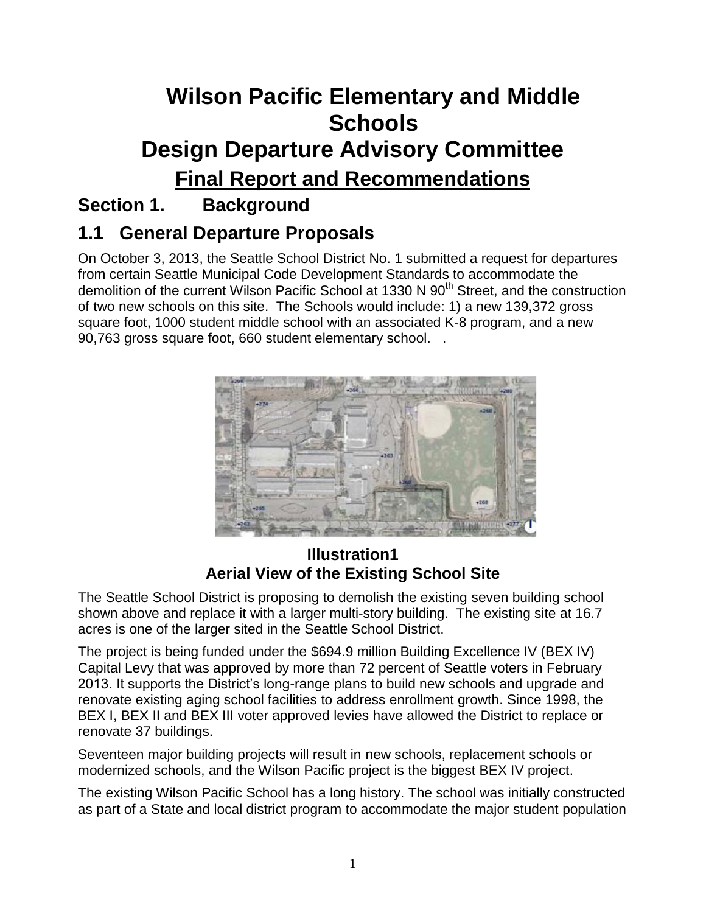# Wilson Pacific Elementary and Middle Schools

# Design Departure Advisory Committee

## Final Report and Recommendations

## Section 1. Background

### 1.1 General Departure Proposals

On October 3, 2013, the Seattle School District No. 1 submitted a request for departures from certain Seattle Municipal Code Development Standards to accommodate the demolition of the current Wilson Pacific School at 1330 N 90th Street, and the construction of two new schools on this site. The Schools would include: 1) a new 139,372 gross square foot, 1000 student middle school with an associated K-8 program, and a new 90,763 gross square foot, 660 student elementary school. .

**Illustration1**
**Aerial View of the Existing School Site**

The Seattle School District is proposing to demolish the existing seven building school shown above and replace it with a larger multi-story building. The existing site at 16.7 acres is one of the larger sited in the Seattle School District.

The project is being funded under the $694.9 million Building Excellence IV (BEX IV) Capital Levy that was approved by more than 72 percent of Seattle voters in February 2013. It supports the District's long-range plans to build new schools and upgrade and renovate existing aging school facilities to address enrollment growth. Since 1998, the BEX I, BEX II and BEX III voter approved levies have allowed the District to replace or renovate 37 buildings.

Seventeen major building projects will result in new schools, replacement schools or modernized schools, and the Wilson Pacific project is the biggest BEX IV project.

The existing Wilson Pacific School has a long history. The school was initially constructed as part of a State and local district program to accommodate the major student population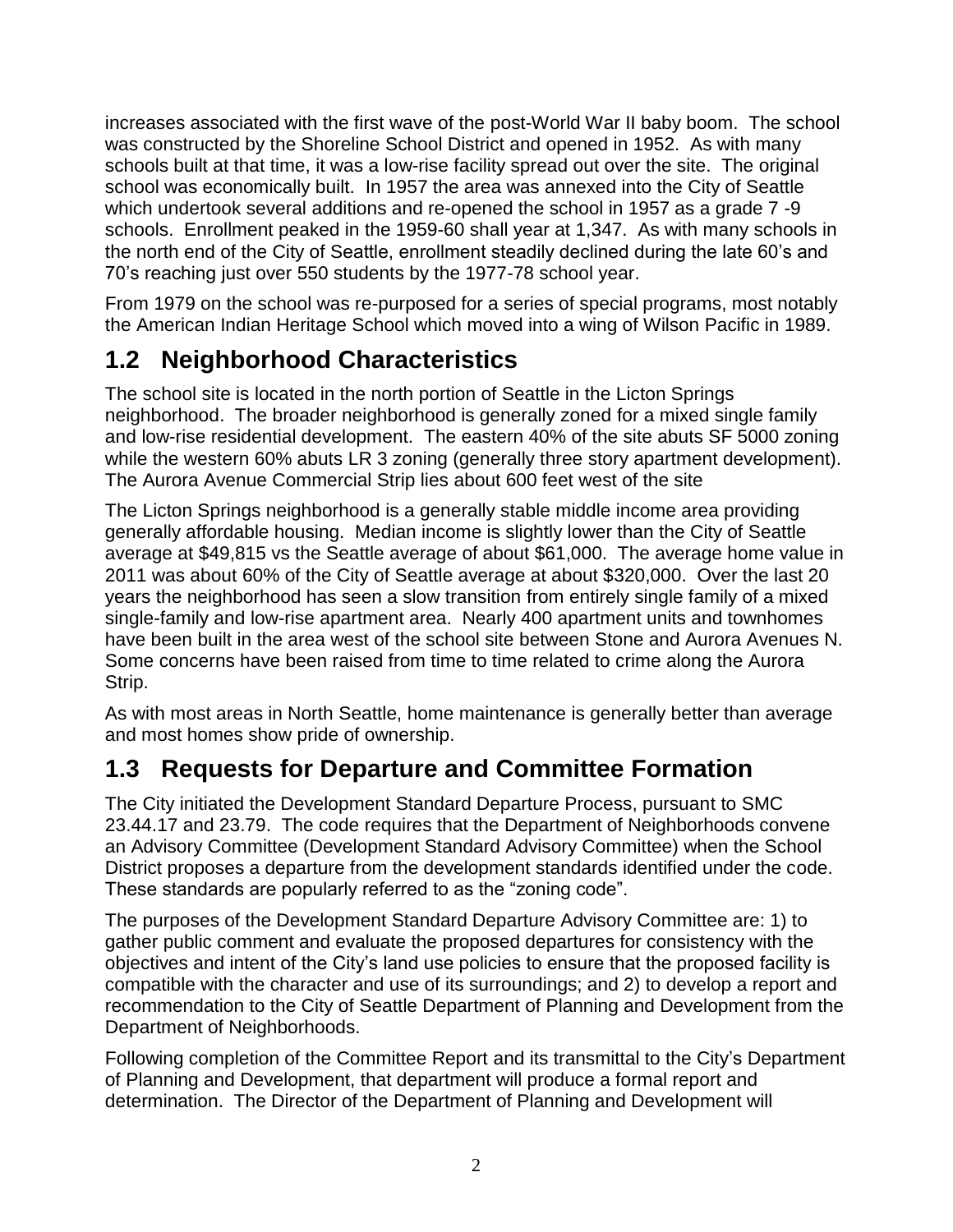increases associated with the first wave of the post-World War II baby boom. The school was constructed by the Shoreline School District and opened in 1952. As with many schools built at that time, it was a low-rise facility spread out over the site. The original school was economically built. In 1957 the area was annexed into the City of Seattle which undertook several additions and re-opened the school in 1957 as a grade 7 -9 schools. Enrollment peaked in the 1959-60 shall year at 1,347. As with many schools in the north end of the City of Seattle, enrollment steadily declined during the late 60's and 70's reaching just over 550 students by the 1977-78 school year.

From 1979 on the school was re-purposed for a series of special programs, most notably the American Indian Heritage School which moved into a wing of Wilson Pacific in 1989.

## 1.2 Neighborhood Characteristics

The school site is located in the north portion of Seattle in the Licton Springs neighborhood. The broader neighborhood is generally zoned for a mixed single family and low-rise residential development. The eastern 40% of the site abuts SF 5000 zoning while the western 60% abuts LR 3 zoning (generally three story apartment development). The Aurora Avenue Commercial Strip lies about 600 feet west of the site

The Licton Springs neighborhood is a generally stable middle income area providing generally affordable housing. Median income is slightly lower than the City of Seattle average at $49,815 vs the Seattle average of about $61,000. The average home value in 2011 was about 60% of the City of Seattle average at about $320,000. Over the last 20 years the neighborhood has seen a slow transition from entirely single family of a mixed single-family and low-rise apartment area. Nearly 400 apartment units and townhomes have been built in the area west of the school site between Stone and Aurora Avenues N. Some concerns have been raised from time to time related to crime along the Aurora Strip.

As with most areas in North Seattle, home maintenance is generally better than average and most homes show pride of ownership.

## 1.3 Requests for Departure and Committee Formation

The City initiated the Development Standard Departure Process, pursuant to SMC 23.44.17 and 23.79. The code requires that the Department of Neighborhoods convene an Advisory Committee (Development Standard Advisory Committee) when the School District proposes a departure from the development standards identified under the code. These standards are popularly referred to as the "zoning code".

The purposes of the Development Standard Departure Advisory Committee are: 1) to gather public comment and evaluate the proposed departures for consistency with the objectives and intent of the City's land use policies to ensure that the proposed facility is compatible with the character and use of its surroundings; and 2) to develop a report and recommendation to the City of Seattle Department of Planning and Development from the Department of Neighborhoods.

Following completion of the Committee Report and its transmittal to the City's Department of Planning and Development, that department will produce a formal report and determination. The Director of the Department of Planning and Development will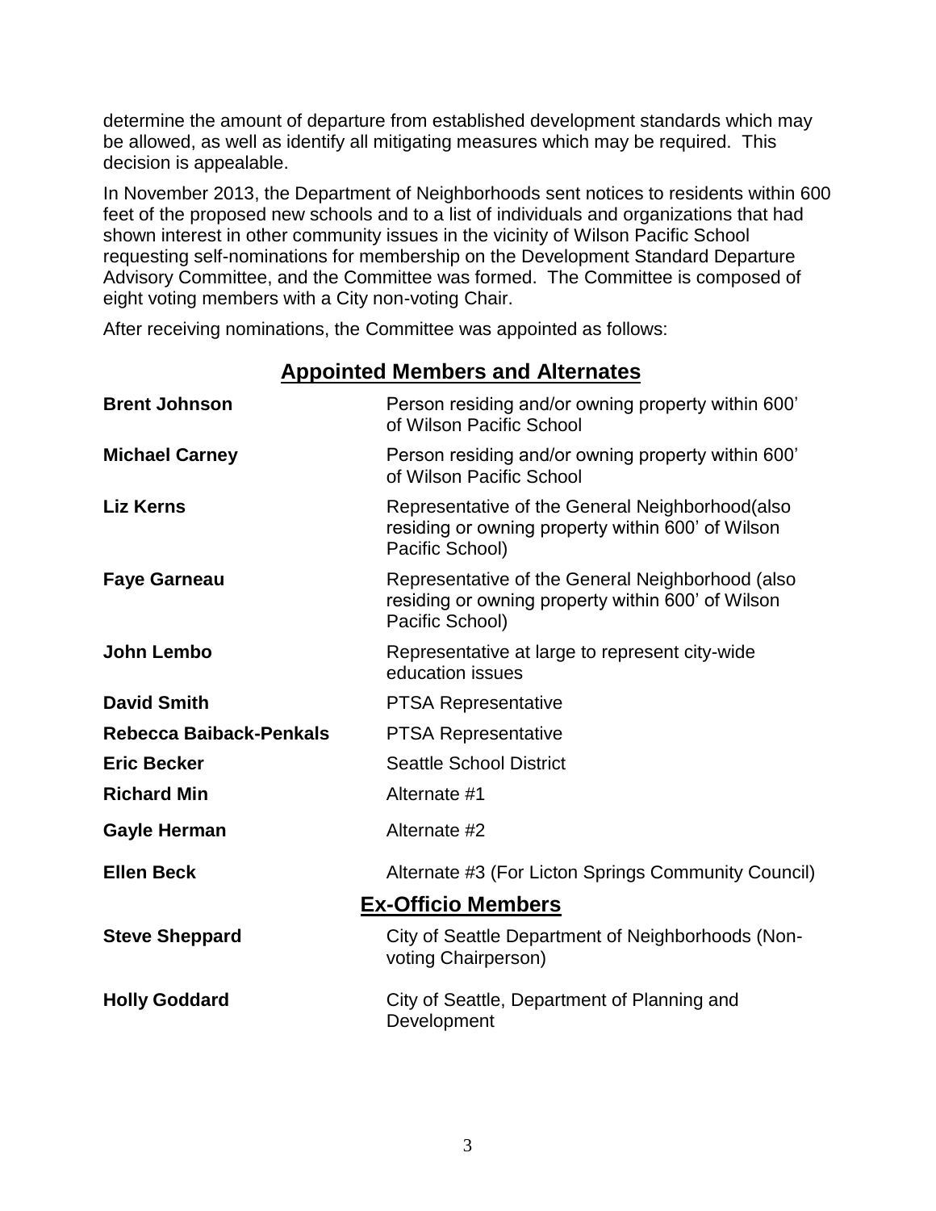determine the amount of departure from established development standards which may be allowed, as well as identify all mitigating measures which may be required. This decision is appealable.

In November 2013, the Department of Neighborhoods sent notices to residents within 600 feet of the proposed new schools and to a list of individuals and organizations that had shown interest in other community issues in the vicinity of Wilson Pacific School requesting self-nominations for membership on the Development Standard Departure Advisory Committee, and the Committee was formed. The Committee is composed of eight voting members with a City non-voting Chair.

After receiving nominations, the Committee was appointed as follows:

## Appointed Members and Alternates

| | |
|---|---|
| **Brent Johnson** | Person residing and/or owning property within 600' of Wilson Pacific School |
| **Michael Carney** | Person residing and/or owning property within 600' of Wilson Pacific School |
| **Liz Kerns** | Representative of the General Neighborhood(also residing or owning property within 600' of Wilson Pacific School) |
| **Faye Garneau** | Representative of the General Neighborhood (also residing or owning property within 600' of Wilson Pacific School) |
| **John Lembo** | Representative at large to represent city-wide education issues |
| **David Smith** | PTSA Representative |
| **Rebecca Baiback-Penkals** | PTSA Representative |
| **Eric Becker** | Seattle School District |
| **Richard Min** | Alternate #1 |
| **Gayle Herman** | Alternate #2 |
| **Ellen Beck** | Alternate #3 (For Licton Springs Community Council) |

## Ex-Officio Members

| | |
|---|---|
| **Steve Sheppard** | City of Seattle Department of Neighborhoods (Non-voting Chairperson) |
| **Holly Goddard** | City of Seattle, Department of Planning and Development |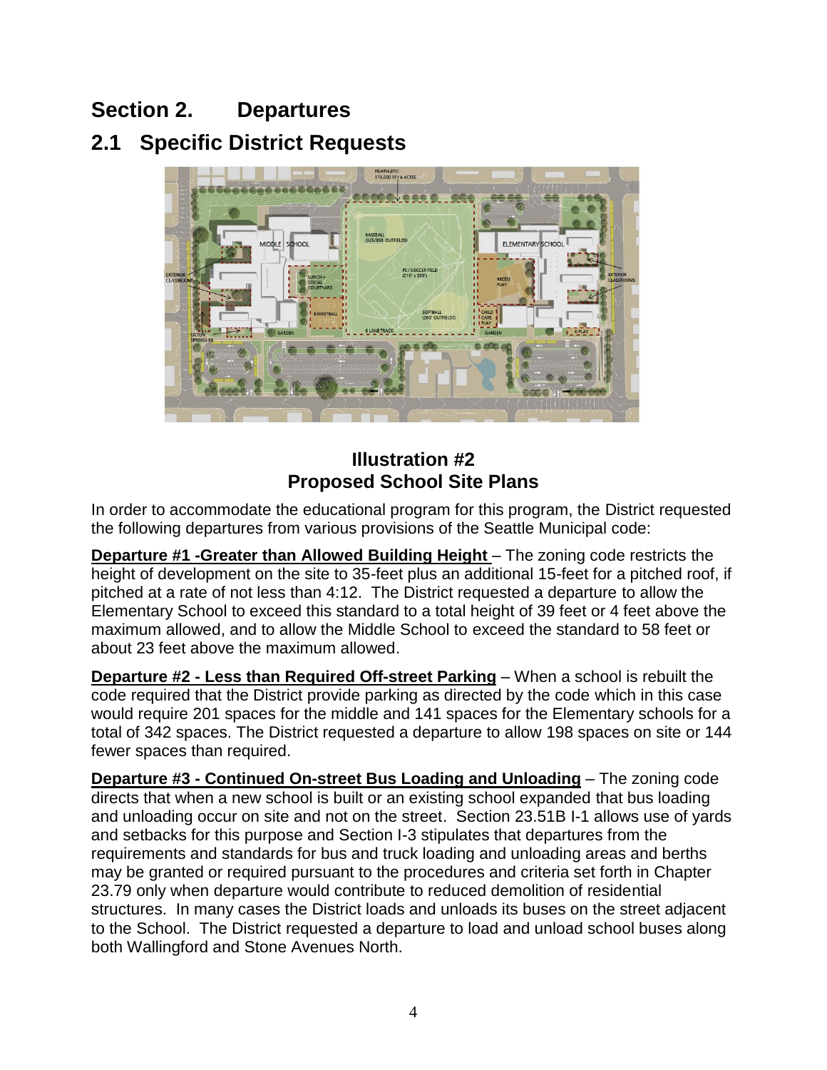# Section 2. Departures

## 2.1 Specific District Requests

**Illustration #2**
**Proposed School Site Plans**

In order to accommodate the educational program for this program, the District requested the following departures from various provisions of the Seattle Municipal code:

**Departure #1 -Greater than Allowed Building Height** – The zoning code restricts the height of development on the site to 35-feet plus an additional 15-feet for a pitched roof, if pitched at a rate of not less than 4:12. The District requested a departure to allow the Elementary School to exceed this standard to a total height of 39 feet or 4 feet above the maximum allowed, and to allow the Middle School to exceed the standard to 58 feet or about 23 feet above the maximum allowed.

**Departure #2 - Less than Required Off-street Parking** – When a school is rebuilt the code required that the District provide parking as directed by the code which in this case would require 201 spaces for the middle and 141 spaces for the Elementary schools for a total of 342 spaces. The District requested a departure to allow 198 spaces on site or 144 fewer spaces than required.

**Departure #3 - Continued On-street Bus Loading and Unloading** – The zoning code directs that when a new school is built or an existing school expanded that bus loading and unloading occur on site and not on the street. Section 23.51B I-1 allows use of yards and setbacks for this purpose and Section I-3 stipulates that departures from the requirements and standards for bus and truck loading and unloading areas and berths may be granted or required pursuant to the procedures and criteria set forth in Chapter 23.79 only when departure would contribute to reduced demolition of residential structures. In many cases the District loads and unloads its buses on the street adjacent to the School. The District requested a departure to load and unload school buses along both Wallingford and Stone Avenues North.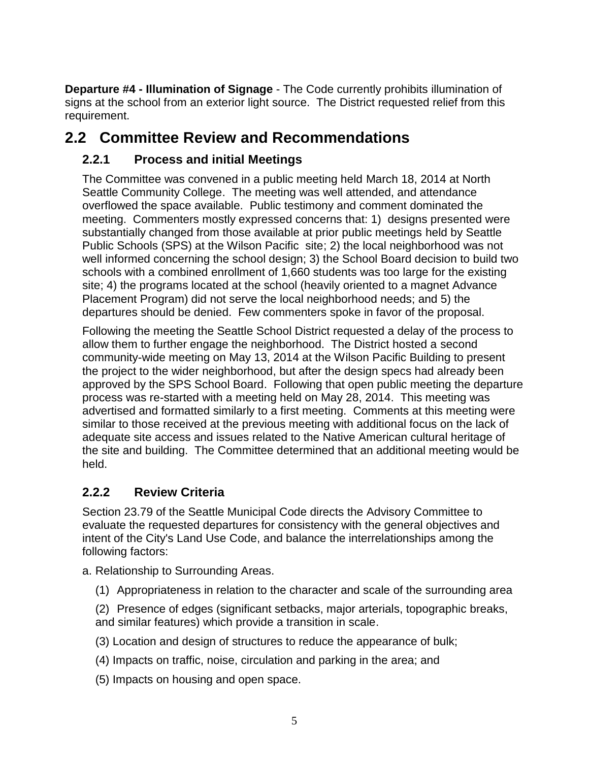**Departure #4 - Illumination of Signage** - The Code currently prohibits illumination of signs at the school from an exterior light source. The District requested relief from this requirement.

## 2.2 Committee Review and Recommendations

### 2.2.1 Process and initial Meetings

The Committee was convened in a public meeting held March 18, 2014 at North Seattle Community College. The meeting was well attended, and attendance overflowed the space available. Public testimony and comment dominated the meeting. Commenters mostly expressed concerns that: 1) designs presented were substantially changed from those available at prior public meetings held by Seattle Public Schools (SPS) at the Wilson Pacific site; 2) the local neighborhood was not well informed concerning the school design; 3) the School Board decision to build two schools with a combined enrollment of 1,660 students was too large for the existing site; 4) the programs located at the school (heavily oriented to a magnet Advance Placement Program) did not serve the local neighborhood needs; and 5) the departures should be denied. Few commenters spoke in favor of the proposal.

Following the meeting the Seattle School District requested a delay of the process to allow them to further engage the neighborhood. The District hosted a second community-wide meeting on May 13, 2014 at the Wilson Pacific Building to present the project to the wider neighborhood, but after the design specs had already been approved by the SPS School Board. Following that open public meeting the departure process was re-started with a meeting held on May 28, 2014. This meeting was advertised and formatted similarly to a first meeting. Comments at this meeting were similar to those received at the previous meeting with additional focus on the lack of adequate site access and issues related to the Native American cultural heritage of the site and building. The Committee determined that an additional meeting would be held.

### 2.2.2 Review Criteria

Section 23.79 of the Seattle Municipal Code directs the Advisory Committee to evaluate the requested departures for consistency with the general objectives and intent of the City's Land Use Code, and balance the interrelationships among the following factors:

a. Relationship to Surrounding Areas.

(1) Appropriateness in relation to the character and scale of the surrounding area

(2) Presence of edges (significant setbacks, major arterials, topographic breaks, and similar features) which provide a transition in scale.

(3) Location and design of structures to reduce the appearance of bulk;

(4) Impacts on traffic, noise, circulation and parking in the area; and

(5) Impacts on housing and open space.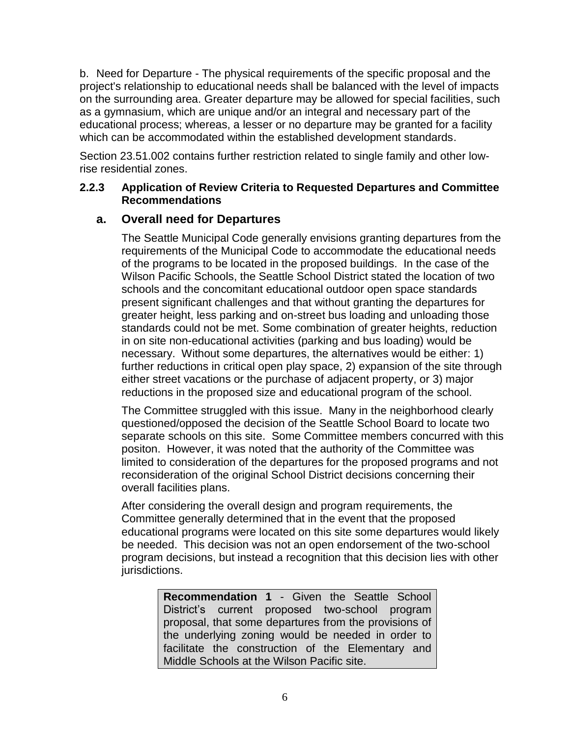b. Need for Departure - The physical requirements of the specific proposal and the project's relationship to educational needs shall be balanced with the level of impacts on the surrounding area. Greater departure may be allowed for special facilities, such as a gymnasium, which are unique and/or an integral and necessary part of the educational process; whereas, a lesser or no departure may be granted for a facility which can be accommodated within the established development standards.

Section 23.51.002 contains further restriction related to single family and other low-rise residential zones.

### 2.2.3 Application of Review Criteria to Requested Departures and Committee Recommendations

#### a. Overall need for Departures

The Seattle Municipal Code generally envisions granting departures from the requirements of the Municipal Code to accommodate the educational needs of the programs to be located in the proposed buildings. In the case of the Wilson Pacific Schools, the Seattle School District stated the location of two schools and the concomitant educational outdoor open space standards present significant challenges and that without granting the departures for greater height, less parking and on-street bus loading and unloading those standards could not be met. Some combination of greater heights, reduction in on site non-educational activities (parking and bus loading) would be necessary. Without some departures, the alternatives would be either: 1) further reductions in critical open play space, 2) expansion of the site through either street vacations or the purchase of adjacent property, or 3) major reductions in the proposed size and educational program of the school.

The Committee struggled with this issue. Many in the neighborhood clearly questioned/opposed the decision of the Seattle School Board to locate two separate schools on this site. Some Committee members concurred with this positon. However, it was noted that the authority of the Committee was limited to consideration of the departures for the proposed programs and not reconsideration of the original School District decisions concerning their overall facilities plans.

After considering the overall design and program requirements, the Committee generally determined that in the event that the proposed educational programs were located on this site some departures would likely be needed. This decision was not an open endorsement of the two-school program decisions, but instead a recognition that this decision lies with other jurisdictions.

> **Recommendation 1** - Given the Seattle School District's current proposed two-school program proposal, that some departures from the provisions of the underlying zoning would be needed in order to facilitate the construction of the Elementary and Middle Schools at the Wilson Pacific site.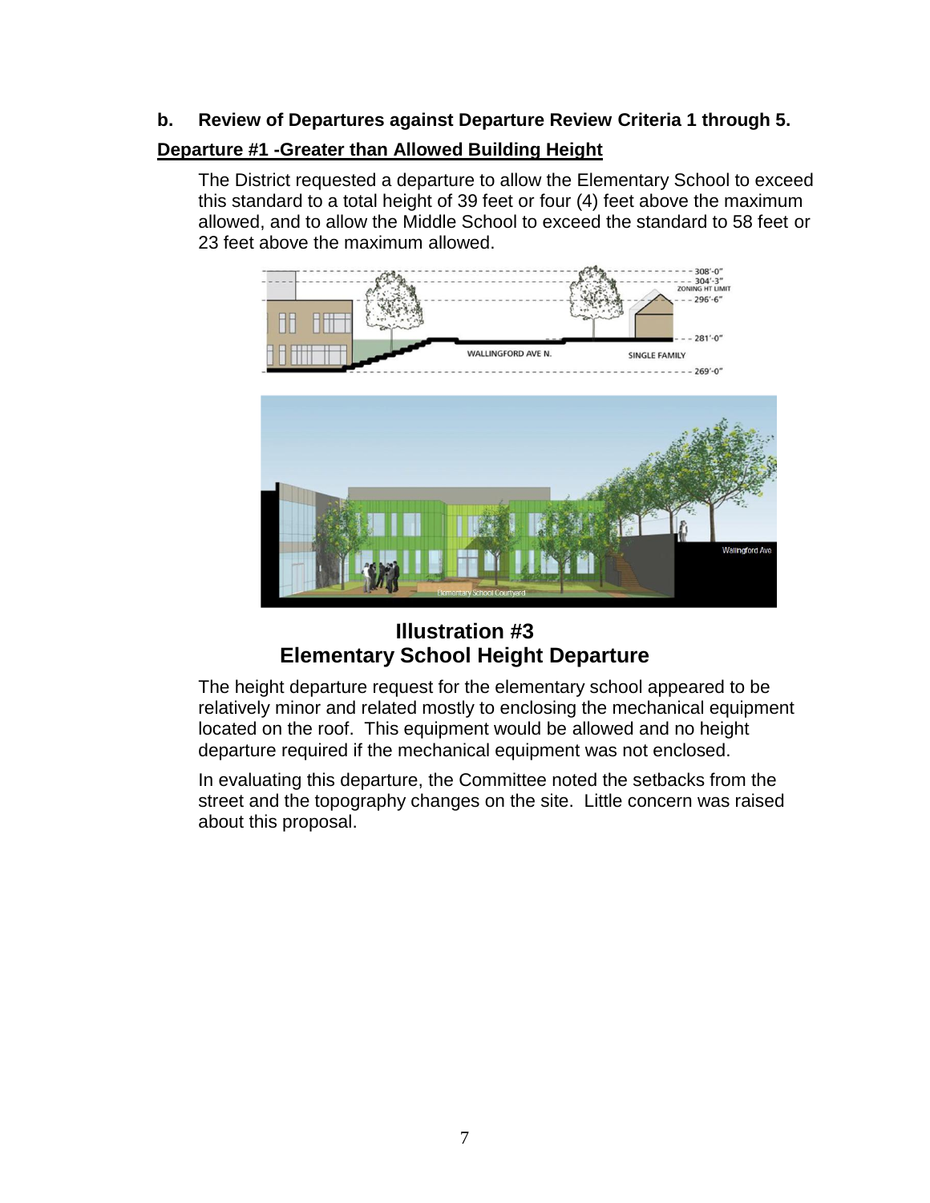**b. Review of Departures against Departure Review Criteria 1 through 5.**

**Departure #1 -Greater than Allowed Building Height**

The District requested a departure to allow the Elementary School to exceed this standard to a total height of 39 feet or four (4) feet above the maximum allowed, and to allow the Middle School to exceed the standard to 58 feet or 23 feet above the maximum allowed.

**Illustration #3**
**Elementary School Height Departure**

The height departure request for the elementary school appeared to be relatively minor and related mostly to enclosing the mechanical equipment located on the roof. This equipment would be allowed and no height departure required if the mechanical equipment was not enclosed.

In evaluating this departure, the Committee noted the setbacks from the street and the topography changes on the site. Little concern was raised about this proposal.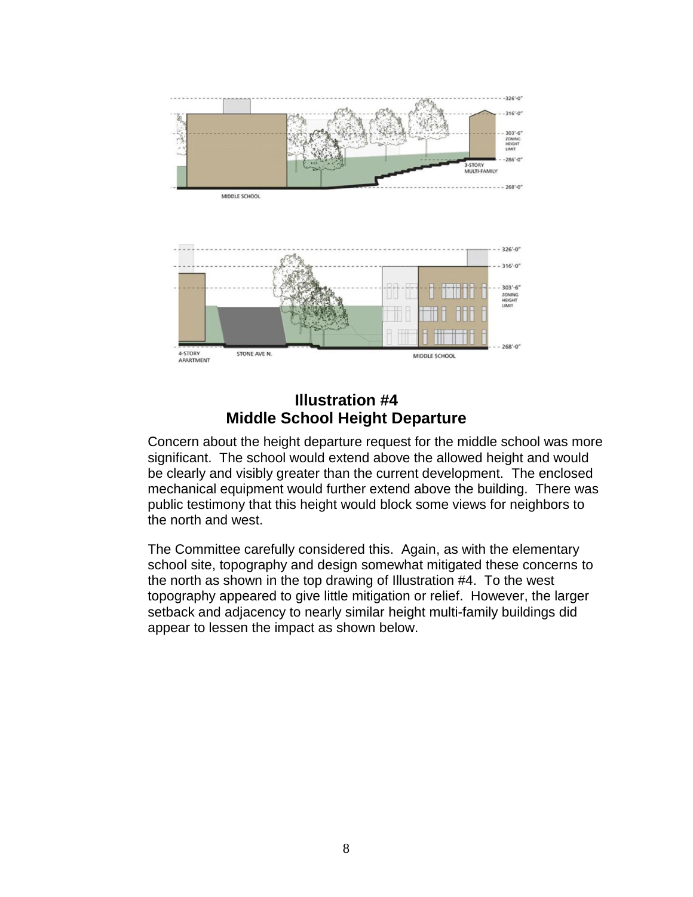**Illustration #4**
**Middle School Height Departure**

Concern about the height departure request for the middle school was more significant. The school would extend above the allowed height and would be clearly and visibly greater than the current development. The enclosed mechanical equipment would further extend above the building. There was public testimony that this height would block some views for neighbors to the north and west.

The Committee carefully considered this. Again, as with the elementary school site, topography and design somewhat mitigated these concerns to the north as shown in the top drawing of Illustration #4. To the west topography appeared to give little mitigation or relief. However, the larger setback and adjacency to nearly similar height multi-family buildings did appear to lessen the impact as shown below.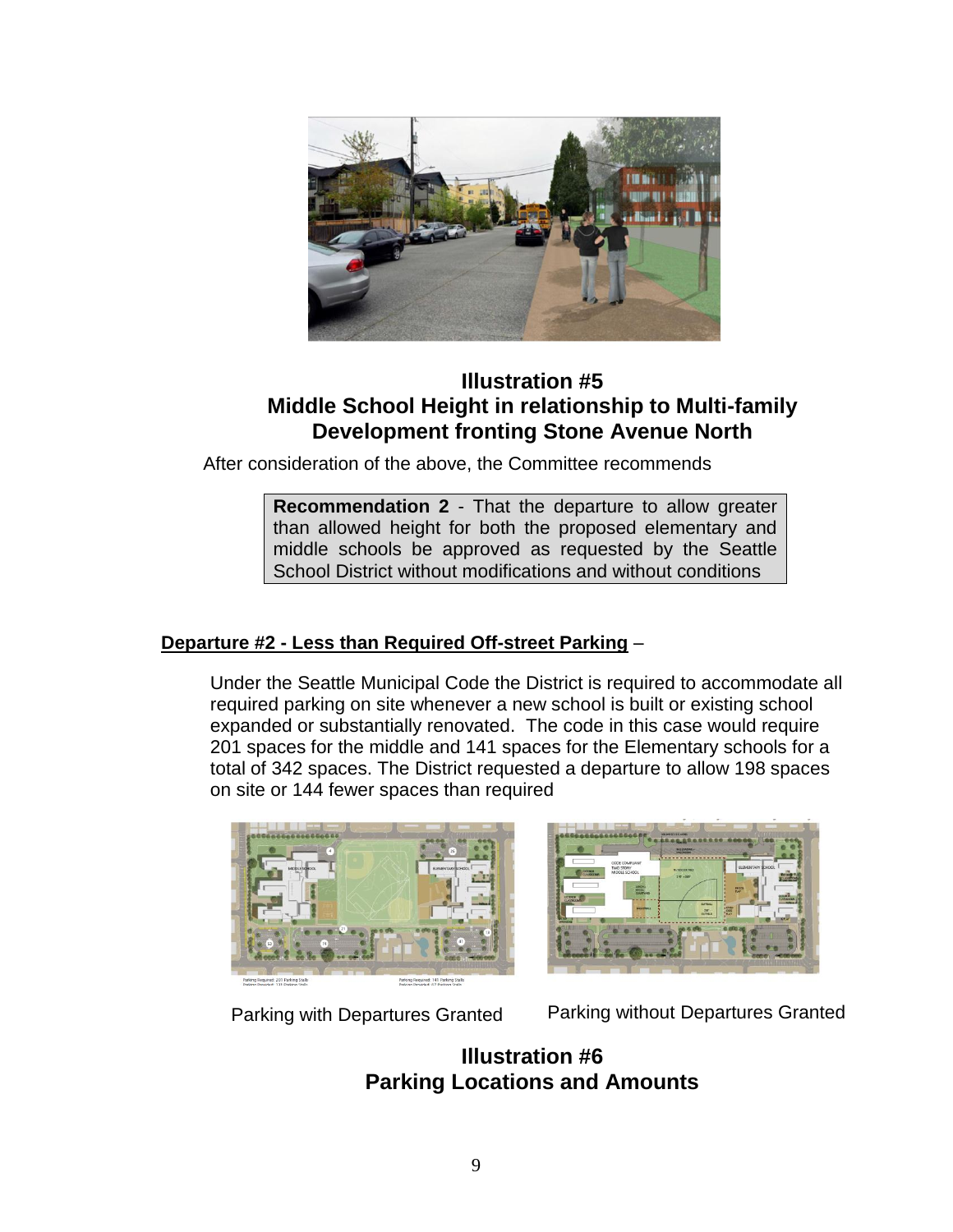### Illustration #5
### Middle School Height in relationship to Multi-family Development fronting Stone Avenue North

After consideration of the above, the Committee recommends

> **Recommendation 2** - That the departure to allow greater than allowed height for both the proposed elementary and middle schools be approved as requested by the Seattle School District without modifications and without conditions

**Departure #2 - Less than Required Off-street Parking** –

Under the Seattle Municipal Code the District is required to accommodate all required parking on site whenever a new school is built or existing school expanded or substantially renovated. The code in this case would require 201 spaces for the middle and 141 spaces for the Elementary schools for a total of 342 spaces. The District requested a departure to allow 198 spaces on site or 144 fewer spaces than required

Parking with Departures Granted

Parking without Departures Granted

### Illustration #6
### Parking Locations and Amounts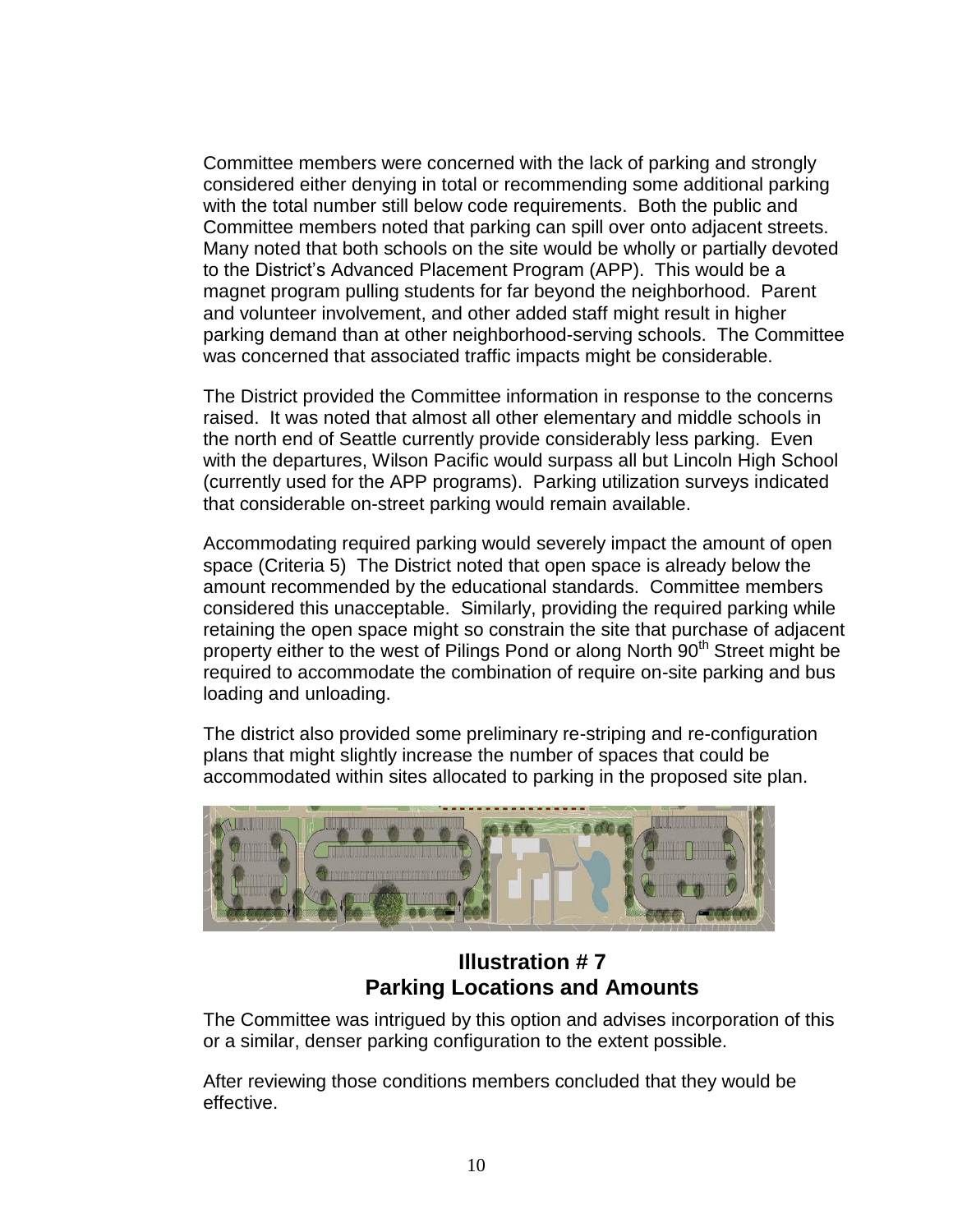Committee members were concerned with the lack of parking and strongly considered either denying in total or recommending some additional parking with the total number still below code requirements. Both the public and Committee members noted that parking can spill over onto adjacent streets. Many noted that both schools on the site would be wholly or partially devoted to the District's Advanced Placement Program (APP). This would be a magnet program pulling students for far beyond the neighborhood. Parent and volunteer involvement, and other added staff might result in higher parking demand than at other neighborhood-serving schools. The Committee was concerned that associated traffic impacts might be considerable.

The District provided the Committee information in response to the concerns raised. It was noted that almost all other elementary and middle schools in the north end of Seattle currently provide considerably less parking. Even with the departures, Wilson Pacific would surpass all but Lincoln High School (currently used for the APP programs). Parking utilization surveys indicated that considerable on-street parking would remain available.

Accommodating required parking would severely impact the amount of open space (Criteria 5) The District noted that open space is already below the amount recommended by the educational standards. Committee members considered this unacceptable. Similarly, providing the required parking while retaining the open space might so constrain the site that purchase of adjacent property either to the west of Pilings Pond or along North 90th Street might be required to accommodate the combination of require on-site parking and bus loading and unloading.

The district also provided some preliminary re-striping and re-configuration plans that might slightly increase the number of spaces that could be accommodated within sites allocated to parking in the proposed site plan.

**Illustration # 7**
**Parking Locations and Amounts**

The Committee was intrigued by this option and advises incorporation of this or a similar, denser parking configuration to the extent possible.

After reviewing those conditions members concluded that they would be effective.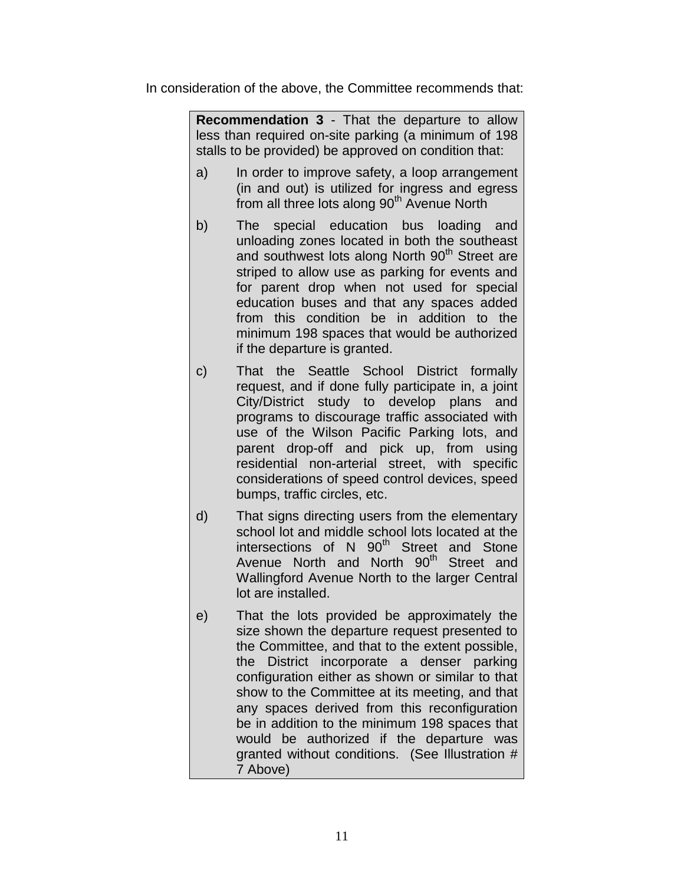In consideration of the above, the Committee recommends that:

> **Recommendation 3** - That the departure to allow less than required on-site parking (a minimum of 198 stalls to be provided) be approved on condition that:
>
> a) In order to improve safety, a loop arrangement (in and out) is utilized for ingress and egress from all three lots along 90th Avenue North
>
> b) The special education bus loading and unloading zones located in both the southeast and southwest lots along North 90th Street are striped to allow use as parking for events and for parent drop when not used for special education buses and that any spaces added from this condition be in addition to the minimum 198 spaces that would be authorized if the departure is granted.
>
> c) That the Seattle School District formally request, and if done fully participate in, a joint City/District study to develop plans and programs to discourage traffic associated with use of the Wilson Pacific Parking lots, and parent drop-off and pick up, from using residential non-arterial street, with specific considerations of speed control devices, speed bumps, traffic circles, etc.
>
> d) That signs directing users from the elementary school lot and middle school lots located at the intersections of N 90th Street and Stone Avenue North and North 90th Street and Wallingford Avenue North to the larger Central lot are installed.
>
> e) That the lots provided be approximately the size shown the departure request presented to the Committee, and that to the extent possible, the District incorporate a denser parking configuration either as shown or similar to that show to the Committee at its meeting, and that any spaces derived from this reconfiguration be in addition to the minimum 198 spaces that would be authorized if the departure was granted without conditions. (See Illustration # 7 Above)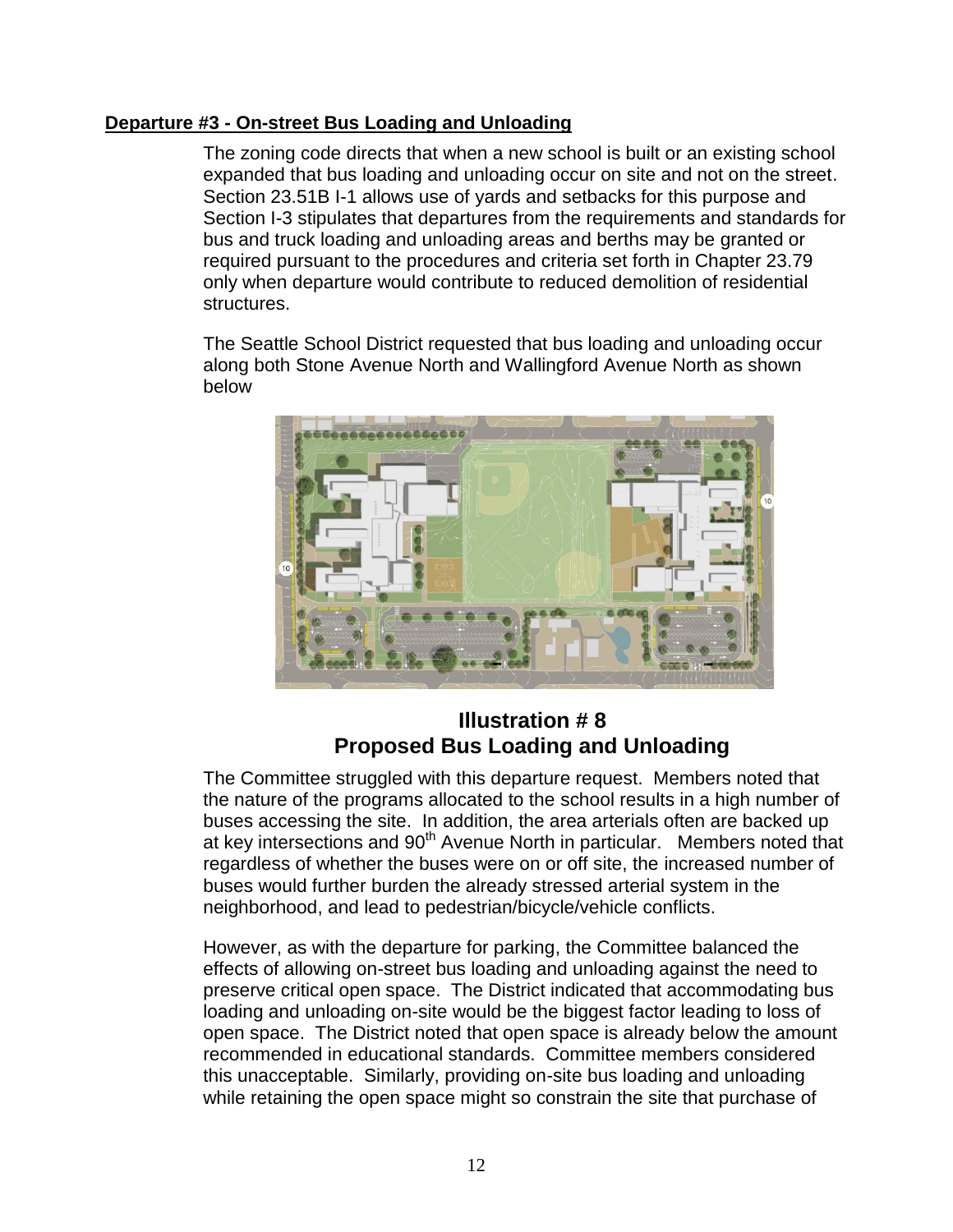**Departure #3 - On-street Bus Loading and Unloading**

The zoning code directs that when a new school is built or an existing school expanded that bus loading and unloading occur on site and not on the street. Section 23.51B I-1 allows use of yards and setbacks for this purpose and Section I-3 stipulates that departures from the requirements and standards for bus and truck loading and unloading areas and berths may be granted or required pursuant to the procedures and criteria set forth in Chapter 23.79 only when departure would contribute to reduced demolition of residential structures.

The Seattle School District requested that bus loading and unloading occur along both Stone Avenue North and Wallingford Avenue North as shown below

## Illustration # 8
## Proposed Bus Loading and Unloading

The Committee struggled with this departure request. Members noted that the nature of the programs allocated to the school results in a high number of buses accessing the site. In addition, the area arterials often are backed up at key intersections and 90th Avenue North in particular. Members noted that regardless of whether the buses were on or off site, the increased number of buses would further burden the already stressed arterial system in the neighborhood, and lead to pedestrian/bicycle/vehicle conflicts.

However, as with the departure for parking, the Committee balanced the effects of allowing on-street bus loading and unloading against the need to preserve critical open space. The District indicated that accommodating bus loading and unloading on-site would be the biggest factor leading to loss of open space. The District noted that open space is already below the amount recommended in educational standards. Committee members considered this unacceptable. Similarly, providing on-site bus loading and unloading while retaining the open space might so constrain the site that purchase of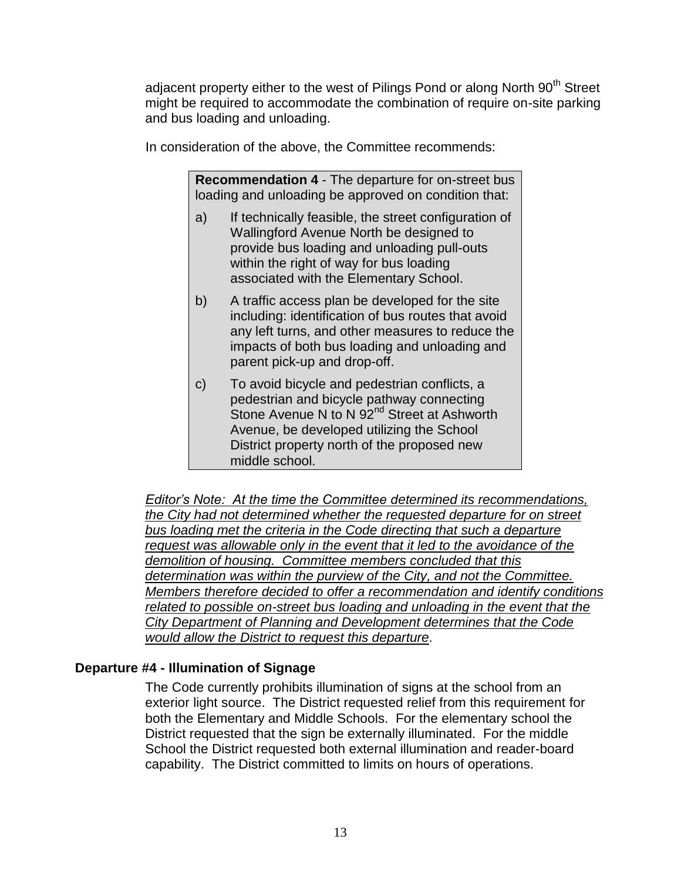adjacent property either to the west of Pilings Pond or along North 90th Street might be required to accommodate the combination of require on-site parking and bus loading and unloading.

In consideration of the above, the Committee recommends:

> **Recommendation 4** - The departure for on-street bus loading and unloading be approved on condition that:
>
> a) If technically feasible, the street configuration of Wallingford Avenue North be designed to provide bus loading and unloading pull-outs within the right of way for bus loading associated with the Elementary School.
>
> b) A traffic access plan be developed for the site including: identification of bus routes that avoid any left turns, and other measures to reduce the impacts of both bus loading and unloading and parent pick-up and drop-off.
>
> c) To avoid bicycle and pedestrian conflicts, a pedestrian and bicycle pathway connecting Stone Avenue N to N 92nd Street at Ashworth Avenue, be developed utilizing the School District property north of the proposed new middle school.

*Editor's Note: At the time the Committee determined its recommendations, the City had not determined whether the requested departure for on street bus loading met the criteria in the Code directing that such a departure request was allowable only in the event that it led to the avoidance of the demolition of housing. Committee members concluded that this determination was within the purview of the City, and not the Committee. Members therefore decided to offer a recommendation and identify conditions related to possible on-street bus loading and unloading in the event that the City Department of Planning and Development determines that the Code would allow the District to request this departure.*

### Departure #4 - Illumination of Signage

The Code currently prohibits illumination of signs at the school from an exterior light source. The District requested relief from this requirement for both the Elementary and Middle Schools. For the elementary school the District requested that the sign be externally illuminated. For the middle School the District requested both external illumination and reader-board capability. The District committed to limits on hours of operations.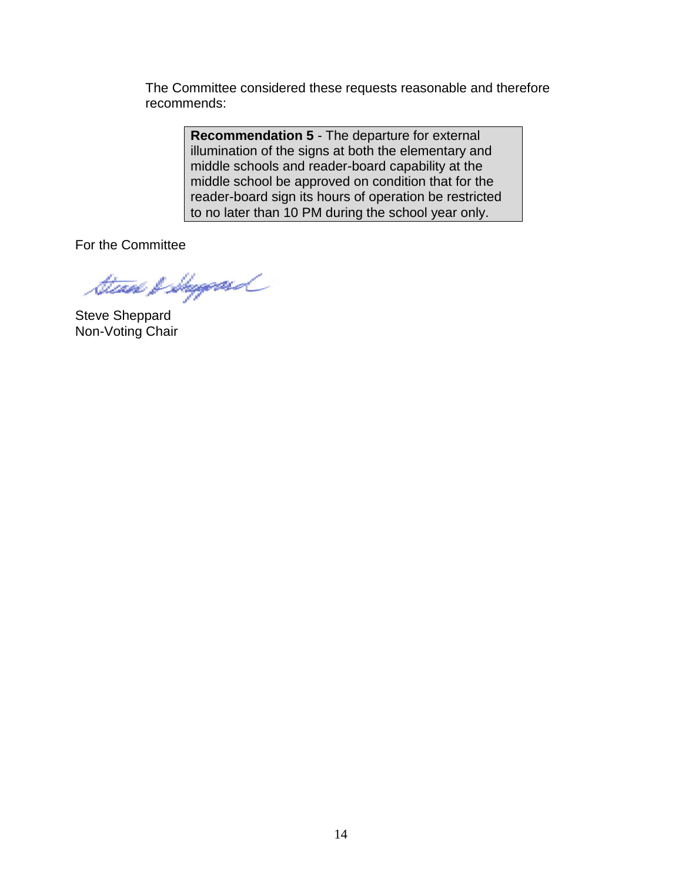The Committee considered these requests reasonable and therefore recommends:

> **Recommendation 5** - The departure for external illumination of the signs at both the elementary and middle schools and reader-board capability at the middle school be approved on condition that for the reader-board sign its hours of operation be restricted to no later than 10 PM during the school year only.

For the Committee

Steve Sheppard
Non-Voting Chair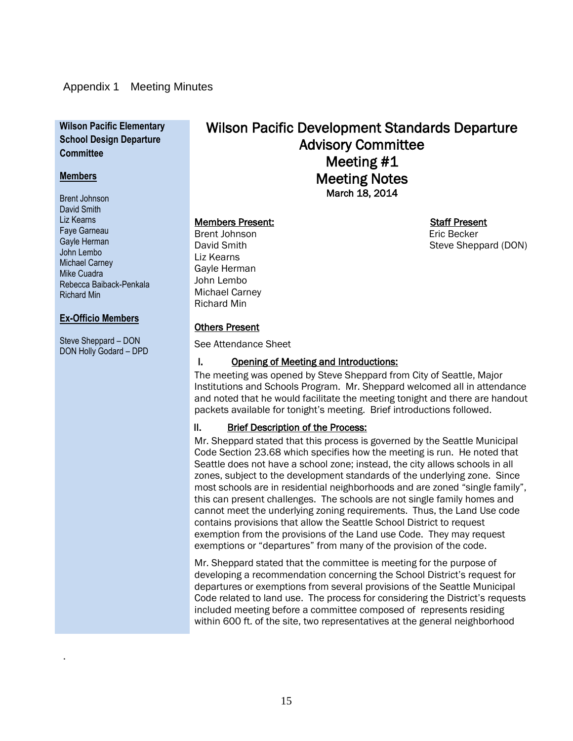Appendix 1 Meeting Minutes

**Wilson Pacific Elementary School Design Departure Committee**

**Members**

Brent Johnson
David Smith
Liz Kearns
Faye Garneau
Gayle Herman
John Lembo
Michael Carney
Mike Cuadra
Rebecca Baiback-Penkala
Richard Min

**Ex-Officio Members**

Steve Sheppard – DON
DON Holly Godard – DPD

# Wilson Pacific Development Standards Departure Advisory Committee
# Meeting #1
# Meeting Notes
**March 18, 2014**

**Members Present:**

Brent Johnson
David Smith
Liz Kearns
Gayle Herman
John Lembo
Michael Carney
Richard Min

**Staff Present**

Eric Becker
Steve Sheppard (DON)

**Others Present**

See Attendance Sheet

## I. Opening of Meeting and Introductions:

The meeting was opened by Steve Sheppard from City of Seattle, Major Institutions and Schools Program. Mr. Sheppard welcomed all in attendance and noted that he would facilitate the meeting tonight and there are handout packets available for tonight's meeting. Brief introductions followed.

## II. Brief Description of the Process:

Mr. Sheppard stated that this process is governed by the Seattle Municipal Code Section 23.68 which specifies how the meeting is run. He noted that Seattle does not have a school zone; instead, the city allows schools in all zones, subject to the development standards of the underlying zone. Since most schools are in residential neighborhoods and are zoned "single family", this can present challenges. The schools are not single family homes and cannot meet the underlying zoning requirements. Thus, the Land Use code contains provisions that allow the Seattle School District to request exemption from the provisions of the Land use Code. They may request exemptions or "departures" from many of the provision of the code.

Mr. Sheppard stated that the committee is meeting for the purpose of developing a recommendation concerning the School District's request for departures or exemptions from several provisions of the Seattle Municipal Code related to land use. The process for considering the District's requests included meeting before a committee composed of represents residing within 600 ft. of the site, two representatives at the general neighborhood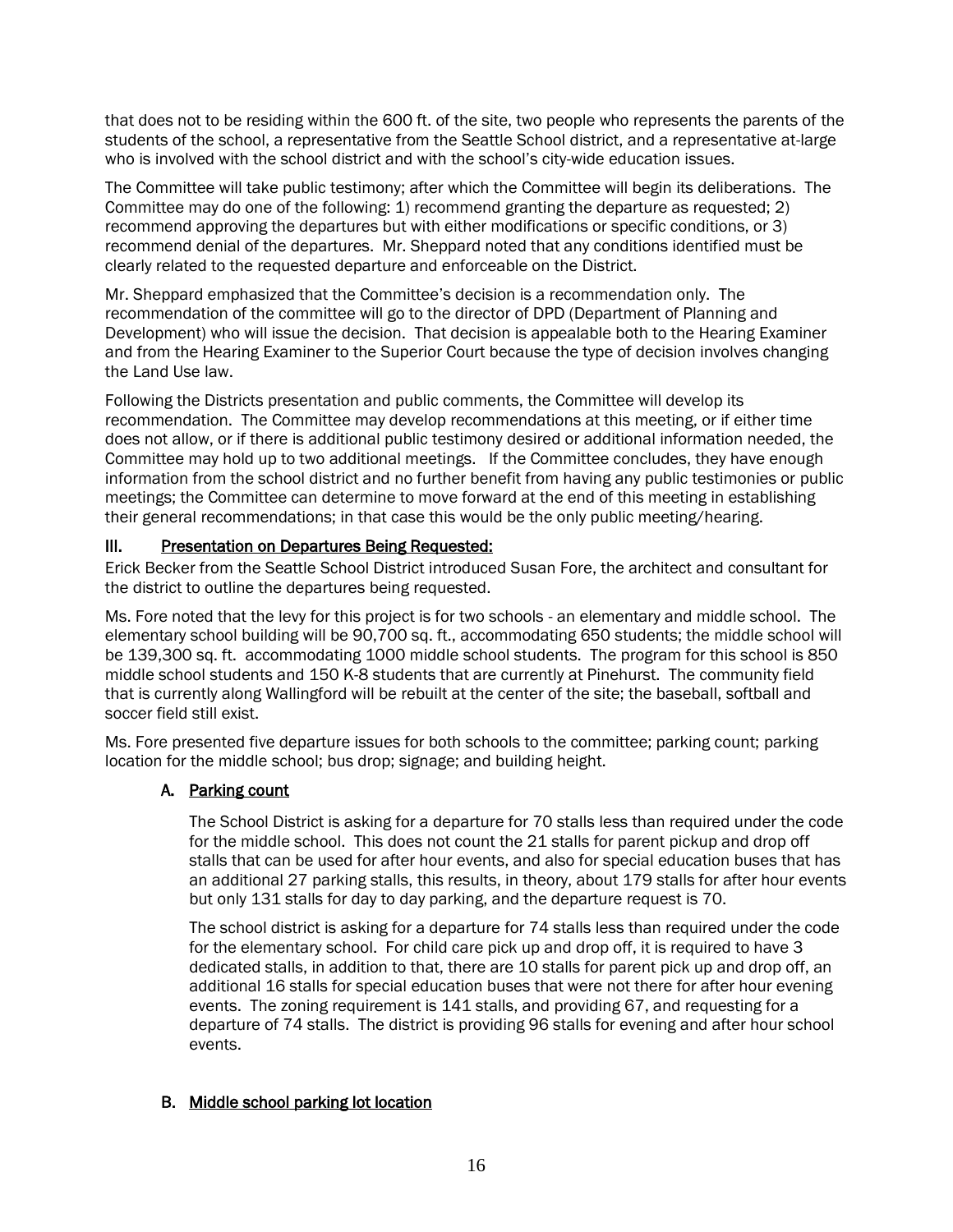that does not to be residing within the 600 ft. of the site, two people who represents the parents of the students of the school, a representative from the Seattle School district, and a representative at-large who is involved with the school district and with the school's city-wide education issues.

The Committee will take public testimony; after which the Committee will begin its deliberations. The Committee may do one of the following: 1) recommend granting the departure as requested; 2) recommend approving the departures but with either modifications or specific conditions, or 3) recommend denial of the departures. Mr. Sheppard noted that any conditions identified must be clearly related to the requested departure and enforceable on the District.

Mr. Sheppard emphasized that the Committee's decision is a recommendation only. The recommendation of the committee will go to the director of DPD (Department of Planning and Development) who will issue the decision. That decision is appealable both to the Hearing Examiner and from the Hearing Examiner to the Superior Court because the type of decision involves changing the Land Use law.

Following the Districts presentation and public comments, the Committee will develop its recommendation. The Committee may develop recommendations at this meeting, or if either time does not allow, or if there is additional public testimony desired or additional information needed, the Committee may hold up to two additional meetings. If the Committee concludes, they have enough information from the school district and no further benefit from having any public testimonies or public meetings; the Committee can determine to move forward at the end of this meeting in establishing their general recommendations; in that case this would be the only public meeting/hearing.

## III. Presentation on Departures Being Requested:

Erick Becker from the Seattle School District introduced Susan Fore, the architect and consultant for the district to outline the departures being requested.

Ms. Fore noted that the levy for this project is for two schools - an elementary and middle school. The elementary school building will be 90,700 sq. ft., accommodating 650 students; the middle school will be 139,300 sq. ft. accommodating 1000 middle school students. The program for this school is 850 middle school students and 150 K-8 students that are currently at Pinehurst. The community field that is currently along Wallingford will be rebuilt at the center of the site; the baseball, softball and soccer field still exist.

Ms. Fore presented five departure issues for both schools to the committee; parking count; parking location for the middle school; bus drop; signage; and building height.

### A. Parking count

The School District is asking for a departure for 70 stalls less than required under the code for the middle school. This does not count the 21 stalls for parent pickup and drop off stalls that can be used for after hour events, and also for special education buses that has an additional 27 parking stalls, this results, in theory, about 179 stalls for after hour events but only 131 stalls for day to day parking, and the departure request is 70.

The school district is asking for a departure for 74 stalls less than required under the code for the elementary school. For child care pick up and drop off, it is required to have 3 dedicated stalls, in addition to that, there are 10 stalls for parent pick up and drop off, an additional 16 stalls for special education buses that were not there for after hour evening events. The zoning requirement is 141 stalls, and providing 67, and requesting for a departure of 74 stalls. The district is providing 96 stalls for evening and after hour school events.

### B. Middle school parking lot location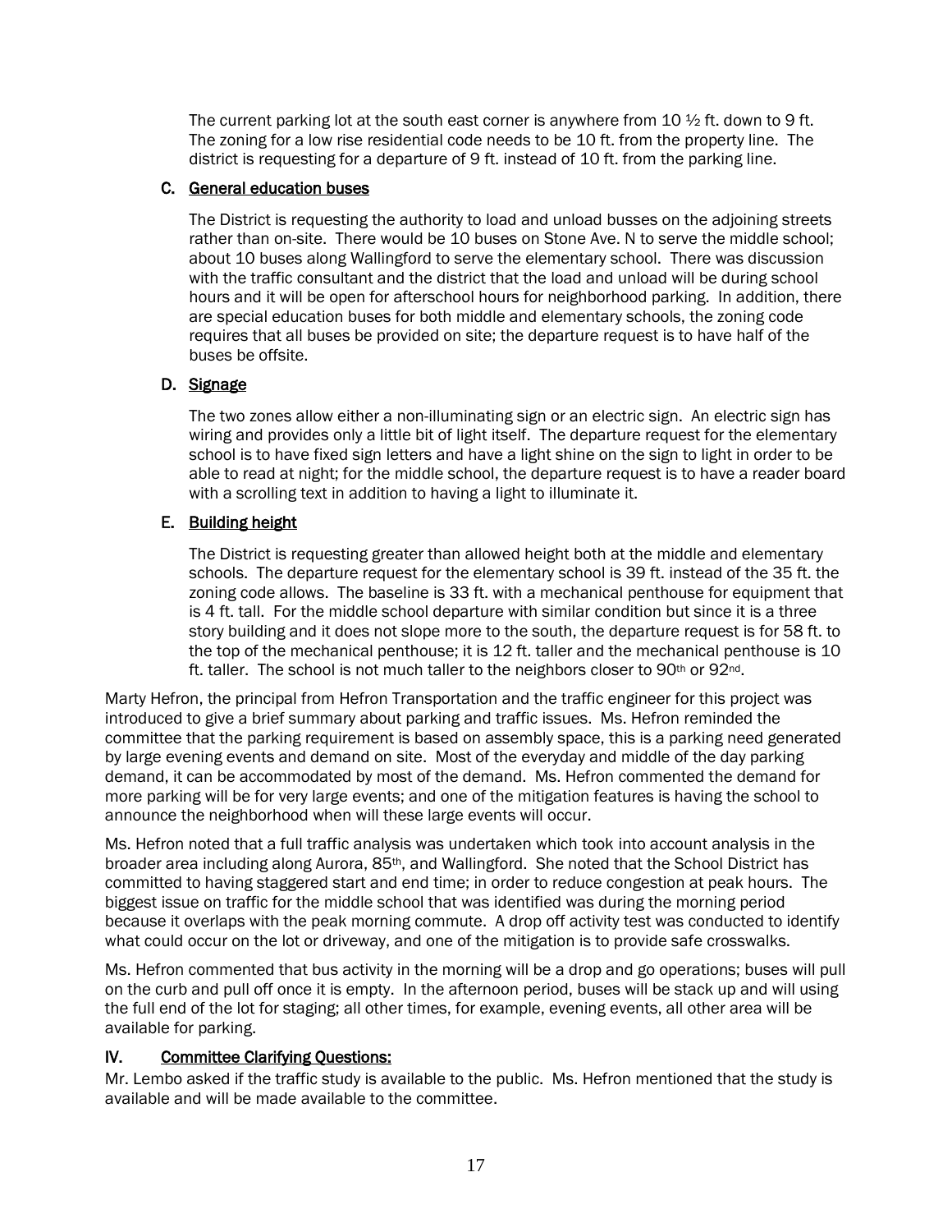The current parking lot at the south east corner is anywhere from 10 ½ ft. down to 9 ft. The zoning for a low rise residential code needs to be 10 ft. from the property line. The district is requesting for a departure of 9 ft. instead of 10 ft. from the parking line.

### C. General education buses

The District is requesting the authority to load and unload busses on the adjoining streets rather than on-site. There would be 10 buses on Stone Ave. N to serve the middle school; about 10 buses along Wallingford to serve the elementary school. There was discussion with the traffic consultant and the district that the load and unload will be during school hours and it will be open for afterschool hours for neighborhood parking. In addition, there are special education buses for both middle and elementary schools, the zoning code requires that all buses be provided on site; the departure request is to have half of the buses be offsite.

### D. Signage

The two zones allow either a non-illuminating sign or an electric sign. An electric sign has wiring and provides only a little bit of light itself. The departure request for the elementary school is to have fixed sign letters and have a light shine on the sign to light in order to be able to read at night; for the middle school, the departure request is to have a reader board with a scrolling text in addition to having a light to illuminate it.

### E. Building height

The District is requesting greater than allowed height both at the middle and elementary schools. The departure request for the elementary school is 39 ft. instead of the 35 ft. the zoning code allows. The baseline is 33 ft. with a mechanical penthouse for equipment that is 4 ft. tall. For the middle school departure with similar condition but since it is a three story building and it does not slope more to the south, the departure request is for 58 ft. to the top of the mechanical penthouse; it is 12 ft. taller and the mechanical penthouse is 10 ft. taller. The school is not much taller to the neighbors closer to 90th or 92nd.

Marty Hefron, the principal from Hefron Transportation and the traffic engineer for this project was introduced to give a brief summary about parking and traffic issues. Ms. Hefron reminded the committee that the parking requirement is based on assembly space, this is a parking need generated by large evening events and demand on site. Most of the everyday and middle of the day parking demand, it can be accommodated by most of the demand. Ms. Hefron commented the demand for more parking will be for very large events; and one of the mitigation features is having the school to announce the neighborhood when will these large events will occur.

Ms. Hefron noted that a full traffic analysis was undertaken which took into account analysis in the broader area including along Aurora, 85th, and Wallingford. She noted that the School District has committed to having staggered start and end time; in order to reduce congestion at peak hours. The biggest issue on traffic for the middle school that was identified was during the morning period because it overlaps with the peak morning commute. A drop off activity test was conducted to identify what could occur on the lot or driveway, and one of the mitigation is to provide safe crosswalks.

Ms. Hefron commented that bus activity in the morning will be a drop and go operations; buses will pull on the curb and pull off once it is empty. In the afternoon period, buses will be stack up and will using the full end of the lot for staging; all other times, for example, evening events, all other area will be available for parking.

## IV. Committee Clarifying Questions:

Mr. Lembo asked if the traffic study is available to the public. Ms. Hefron mentioned that the study is available and will be made available to the committee.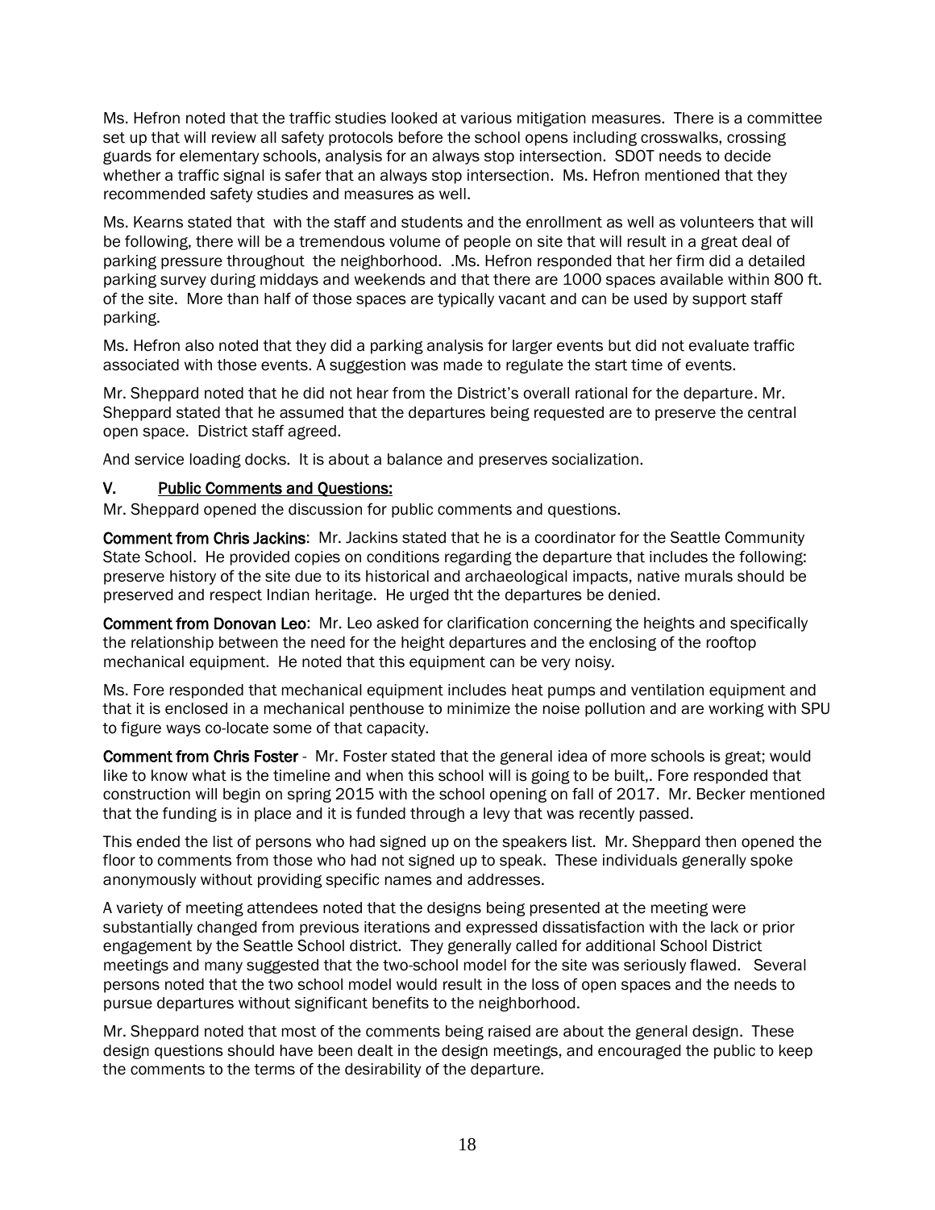Ms. Hefron noted that the traffic studies looked at various mitigation measures. There is a committee set up that will review all safety protocols before the school opens including crosswalks, crossing guards for elementary schools, analysis for an always stop intersection. SDOT needs to decide whether a traffic signal is safer that an always stop intersection. Ms. Hefron mentioned that they recommended safety studies and measures as well.

Ms. Kearns stated that with the staff and students and the enrollment as well as volunteers that will be following, there will be a tremendous volume of people on site that will result in a great deal of parking pressure throughout the neighborhood. .Ms. Hefron responded that her firm did a detailed parking survey during middays and weekends and that there are 1000 spaces available within 800 ft. of the site. More than half of those spaces are typically vacant and can be used by support staff parking.

Ms. Hefron also noted that they did a parking analysis for larger events but did not evaluate traffic associated with those events. A suggestion was made to regulate the start time of events.

Mr. Sheppard noted that he did not hear from the District's overall rational for the departure. Mr. Sheppard stated that he assumed that the departures being requested are to preserve the central open space. District staff agreed.

And service loading docks. It is about a balance and preserves socialization.

## V. Public Comments and Questions:

Mr. Sheppard opened the discussion for public comments and questions.

**Comment from Chris Jackins**: Mr. Jackins stated that he is a coordinator for the Seattle Community State School. He provided copies on conditions regarding the departure that includes the following: preserve history of the site due to its historical and archaeological impacts, native murals should be preserved and respect Indian heritage. He urged tht the departures be denied.

**Comment from Donovan Leo**: Mr. Leo asked for clarification concerning the heights and specifically the relationship between the need for the height departures and the enclosing of the rooftop mechanical equipment. He noted that this equipment can be very noisy.

Ms. Fore responded that mechanical equipment includes heat pumps and ventilation equipment and that it is enclosed in a mechanical penthouse to minimize the noise pollution and are working with SPU to figure ways co-locate some of that capacity.

**Comment from Chris Foster** - Mr. Foster stated that the general idea of more schools is great; would like to know what is the timeline and when this school will is going to be built,. Fore responded that construction will begin on spring 2015 with the school opening on fall of 2017. Mr. Becker mentioned that the funding is in place and it is funded through a levy that was recently passed.

This ended the list of persons who had signed up on the speakers list. Mr. Sheppard then opened the floor to comments from those who had not signed up to speak. These individuals generally spoke anonymously without providing specific names and addresses.

A variety of meeting attendees noted that the designs being presented at the meeting were substantially changed from previous iterations and expressed dissatisfaction with the lack or prior engagement by the Seattle School district. They generally called for additional School District meetings and many suggested that the two-school model for the site was seriously flawed. Several persons noted that the two school model would result in the loss of open spaces and the needs to pursue departures without significant benefits to the neighborhood.

Mr. Sheppard noted that most of the comments being raised are about the general design. These design questions should have been dealt in the design meetings, and encouraged the public to keep the comments to the terms of the desirability of the departure.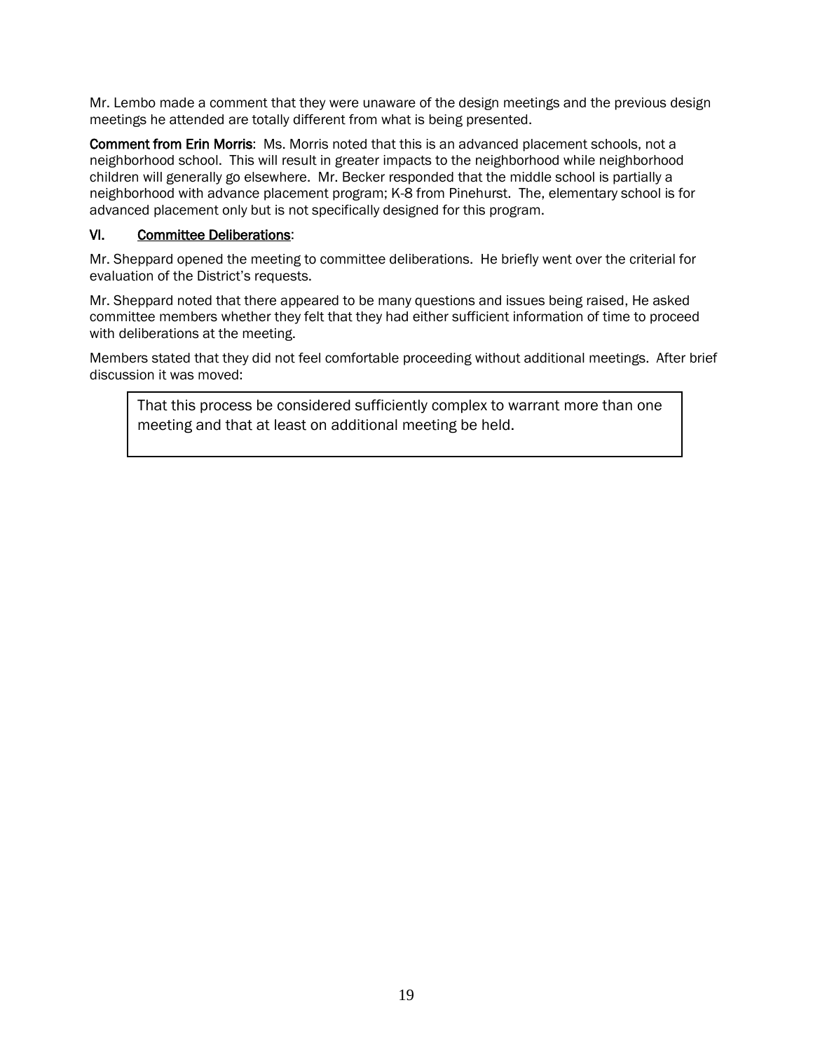Mr. Lembo made a comment that they were unaware of the design meetings and the previous design meetings he attended are totally different from what is being presented.

**Comment from Erin Morris**: Ms. Morris noted that this is an advanced placement schools, not a neighborhood school. This will result in greater impacts to the neighborhood while neighborhood children will generally go elsewhere. Mr. Becker responded that the middle school is partially a neighborhood with advance placement program; K-8 from Pinehurst. The, elementary school is for advanced placement only but is not specifically designed for this program.

## VI. Committee Deliberations:

Mr. Sheppard opened the meeting to committee deliberations. He briefly went over the criterial for evaluation of the District's requests.

Mr. Sheppard noted that there appeared to be many questions and issues being raised, He asked committee members whether they felt that they had either sufficient information of time to proceed with deliberations at the meeting.

Members stated that they did not feel comfortable proceeding without additional meetings. After brief discussion it was moved:

> That this process be considered sufficiently complex to warrant more than one meeting and that at least on additional meeting be held.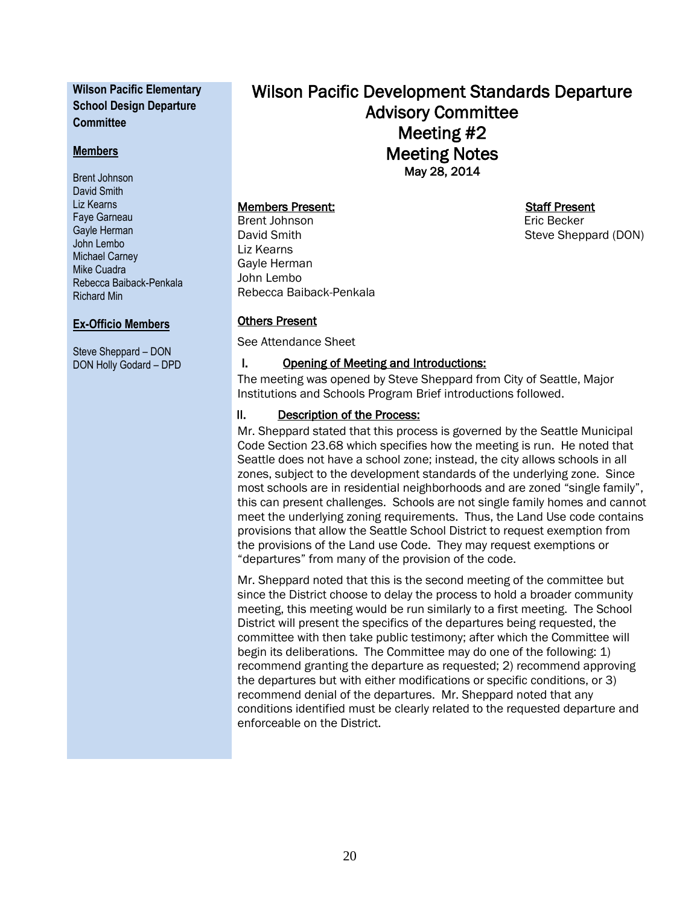**Wilson Pacific Elementary School Design Departure Committee**

**Members**

Brent Johnson
David Smith
Liz Kearns
Faye Garneau
Gayle Herman
John Lembo
Michael Carney
Mike Cuadra
Rebecca Baiback-Penkala
Richard Min

**Ex-Officio Members**

Steve Sheppard – DON
DON Holly Godard – DPD

# Wilson Pacific Development Standards Departure Advisory Committee
# Meeting #2
# Meeting Notes

**May 28, 2014**

**Members Present:**

Brent Johnson
David Smith
Liz Kearns
Gayle Herman
John Lembo
Rebecca Baiback-Penkala

**Staff Present**

Eric Becker
Steve Sheppard (DON)

**Others Present**

See Attendance Sheet

## I. Opening of Meeting and Introductions:

The meeting was opened by Steve Sheppard from City of Seattle, Major Institutions and Schools Program Brief introductions followed.

## II. Description of the Process:

Mr. Sheppard stated that this process is governed by the Seattle Municipal Code Section 23.68 which specifies how the meeting is run. He noted that Seattle does not have a school zone; instead, the city allows schools in all zones, subject to the development standards of the underlying zone. Since most schools are in residential neighborhoods and are zoned "single family", this can present challenges. Schools are not single family homes and cannot meet the underlying zoning requirements. Thus, the Land Use code contains provisions that allow the Seattle School District to request exemption from the provisions of the Land use Code. They may request exemptions or "departures" from many of the provision of the code.

Mr. Sheppard noted that this is the second meeting of the committee but since the District choose to delay the process to hold a broader community meeting, this meeting would be run similarly to a first meeting. The School District will present the specifics of the departures being requested, the committee with then take public testimony; after which the Committee will begin its deliberations. The Committee may do one of the following: 1) recommend granting the departure as requested; 2) recommend approving the departures but with either modifications or specific conditions, or 3) recommend denial of the departures. Mr. Sheppard noted that any conditions identified must be clearly related to the requested departure and enforceable on the District.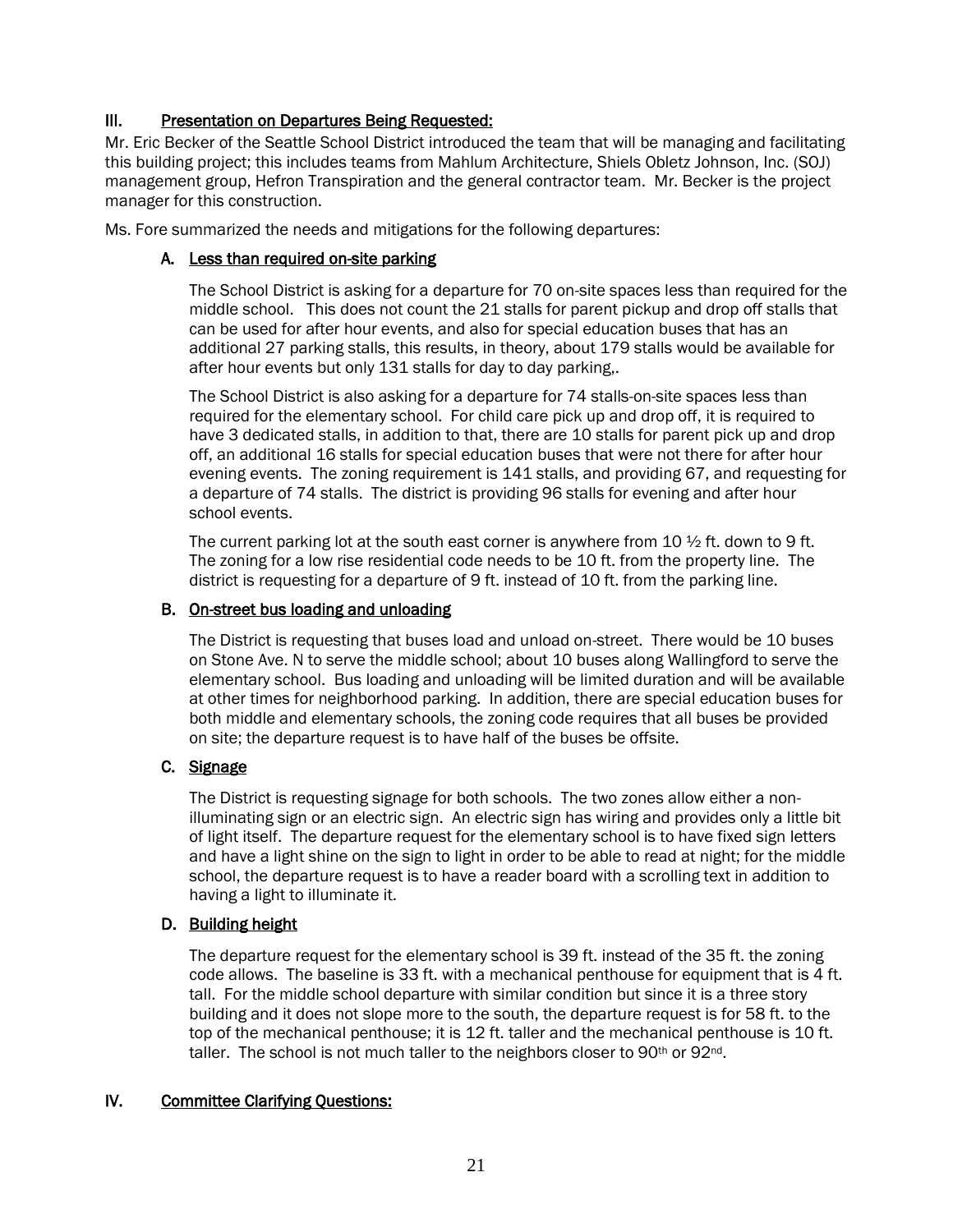## III. Presentation on Departures Being Requested:

Mr. Eric Becker of the Seattle School District introduced the team that will be managing and facilitating this building project; this includes teams from Mahlum Architecture, Shiels Obletz Johnson, Inc. (SOJ) management group, Hefron Transpiration and the general contractor team. Mr. Becker is the project manager for this construction.

Ms. Fore summarized the needs and mitigations for the following departures:

### A. Less than required on-site parking

The School District is asking for a departure for 70 on-site spaces less than required for the middle school. This does not count the 21 stalls for parent pickup and drop off stalls that can be used for after hour events, and also for special education buses that has an additional 27 parking stalls, this results, in theory, about 179 stalls would be available for after hour events but only 131 stalls for day to day parking,.

The School District is also asking for a departure for 74 stalls-on-site spaces less than required for the elementary school. For child care pick up and drop off, it is required to have 3 dedicated stalls, in addition to that, there are 10 stalls for parent pick up and drop off, an additional 16 stalls for special education buses that were not there for after hour evening events. The zoning requirement is 141 stalls, and providing 67, and requesting for a departure of 74 stalls. The district is providing 96 stalls for evening and after hour school events.

The current parking lot at the south east corner is anywhere from 10 ½ ft. down to 9 ft. The zoning for a low rise residential code needs to be 10 ft. from the property line. The district is requesting for a departure of 9 ft. instead of 10 ft. from the parking line.

### B. On-street bus loading and unloading

The District is requesting that buses load and unload on-street. There would be 10 buses on Stone Ave. N to serve the middle school; about 10 buses along Wallingford to serve the elementary school. Bus loading and unloading will be limited duration and will be available at other times for neighborhood parking. In addition, there are special education buses for both middle and elementary schools, the zoning code requires that all buses be provided on site; the departure request is to have half of the buses be offsite.

### C. Signage

The District is requesting signage for both schools. The two zones allow either a non-illuminating sign or an electric sign. An electric sign has wiring and provides only a little bit of light itself. The departure request for the elementary school is to have fixed sign letters and have a light shine on the sign to light in order to be able to read at night; for the middle school, the departure request is to have a reader board with a scrolling text in addition to having a light to illuminate it.

### D. Building height

The departure request for the elementary school is 39 ft. instead of the 35 ft. the zoning code allows. The baseline is 33 ft. with a mechanical penthouse for equipment that is 4 ft. tall. For the middle school departure with similar condition but since it is a three story building and it does not slope more to the south, the departure request is for 58 ft. to the top of the mechanical penthouse; it is 12 ft. taller and the mechanical penthouse is 10 ft. taller. The school is not much taller to the neighbors closer to 90th or 92nd.

## IV. Committee Clarifying Questions: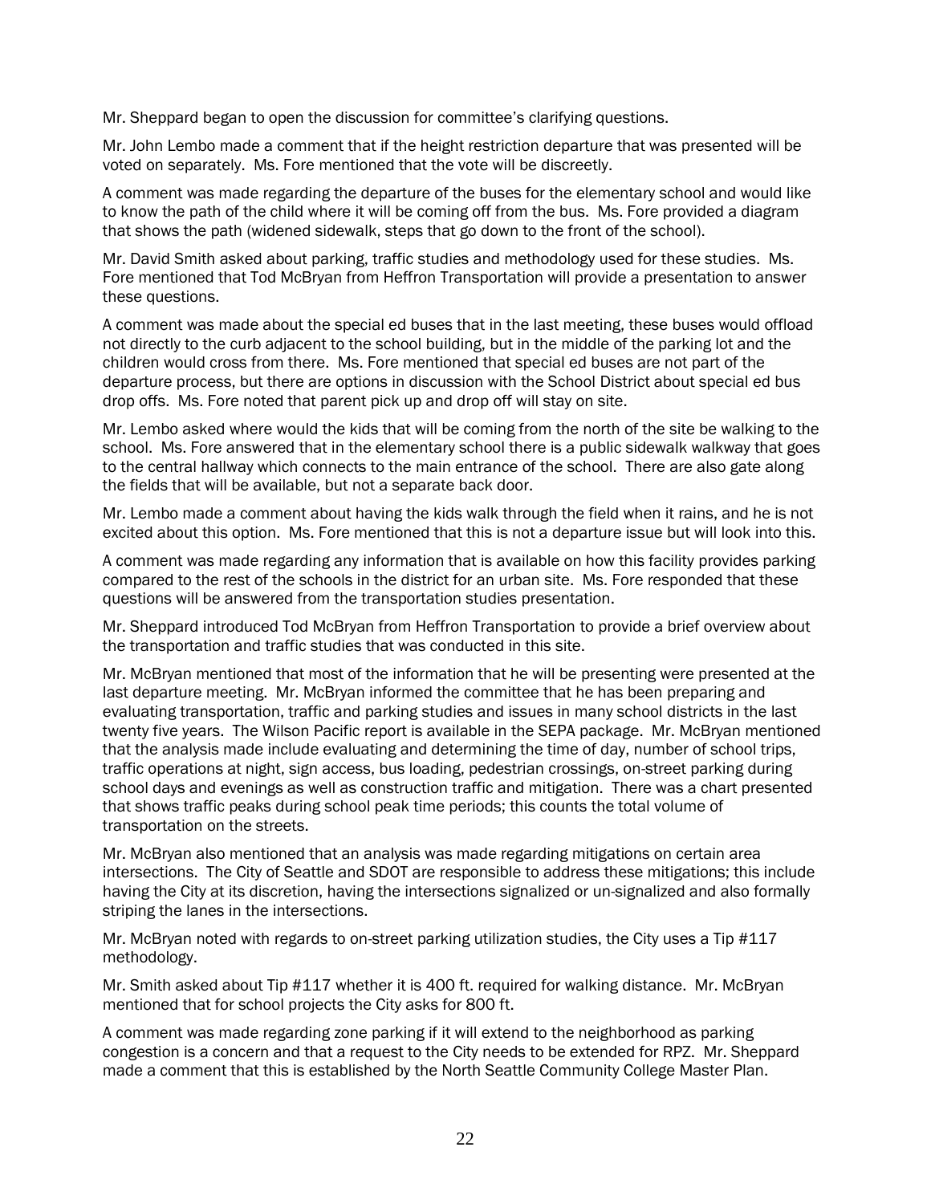Mr. Sheppard began to open the discussion for committee's clarifying questions.

Mr. John Lembo made a comment that if the height restriction departure that was presented will be voted on separately. Ms. Fore mentioned that the vote will be discreetly.

A comment was made regarding the departure of the buses for the elementary school and would like to know the path of the child where it will be coming off from the bus. Ms. Fore provided a diagram that shows the path (widened sidewalk, steps that go down to the front of the school).

Mr. David Smith asked about parking, traffic studies and methodology used for these studies. Ms. Fore mentioned that Tod McBryan from Heffron Transportation will provide a presentation to answer these questions.

A comment was made about the special ed buses that in the last meeting, these buses would offload not directly to the curb adjacent to the school building, but in the middle of the parking lot and the children would cross from there. Ms. Fore mentioned that special ed buses are not part of the departure process, but there are options in discussion with the School District about special ed bus drop offs. Ms. Fore noted that parent pick up and drop off will stay on site.

Mr. Lembo asked where would the kids that will be coming from the north of the site be walking to the school. Ms. Fore answered that in the elementary school there is a public sidewalk walkway that goes to the central hallway which connects to the main entrance of the school. There are also gate along the fields that will be available, but not a separate back door.

Mr. Lembo made a comment about having the kids walk through the field when it rains, and he is not excited about this option. Ms. Fore mentioned that this is not a departure issue but will look into this.

A comment was made regarding any information that is available on how this facility provides parking compared to the rest of the schools in the district for an urban site. Ms. Fore responded that these questions will be answered from the transportation studies presentation.

Mr. Sheppard introduced Tod McBryan from Heffron Transportation to provide a brief overview about the transportation and traffic studies that was conducted in this site.

Mr. McBryan mentioned that most of the information that he will be presenting were presented at the last departure meeting. Mr. McBryan informed the committee that he has been preparing and evaluating transportation, traffic and parking studies and issues in many school districts in the last twenty five years. The Wilson Pacific report is available in the SEPA package. Mr. McBryan mentioned that the analysis made include evaluating and determining the time of day, number of school trips, traffic operations at night, sign access, bus loading, pedestrian crossings, on-street parking during school days and evenings as well as construction traffic and mitigation. There was a chart presented that shows traffic peaks during school peak time periods; this counts the total volume of transportation on the streets.

Mr. McBryan also mentioned that an analysis was made regarding mitigations on certain area intersections. The City of Seattle and SDOT are responsible to address these mitigations; this include having the City at its discretion, having the intersections signalized or un-signalized and also formally striping the lanes in the intersections.

Mr. McBryan noted with regards to on-street parking utilization studies, the City uses a Tip #117 methodology.

Mr. Smith asked about Tip #117 whether it is 400 ft. required for walking distance. Mr. McBryan mentioned that for school projects the City asks for 800 ft.

A comment was made regarding zone parking if it will extend to the neighborhood as parking congestion is a concern and that a request to the City needs to be extended for RPZ. Mr. Sheppard made a comment that this is established by the North Seattle Community College Master Plan.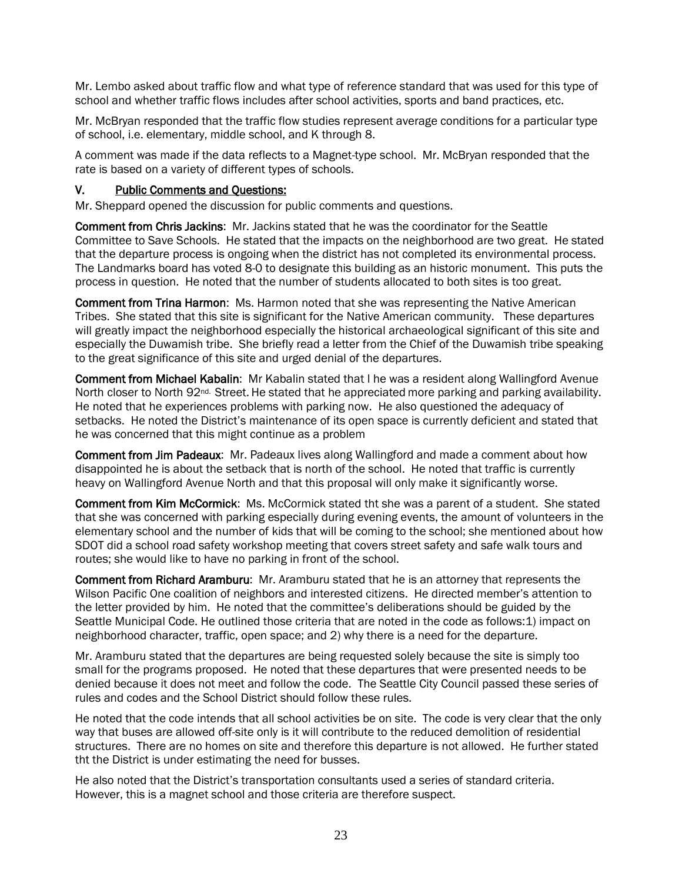Mr. Lembo asked about traffic flow and what type of reference standard that was used for this type of school and whether traffic flows includes after school activities, sports and band practices, etc.

Mr. McBryan responded that the traffic flow studies represent average conditions for a particular type of school, i.e. elementary, middle school, and K through 8.

A comment was made if the data reflects to a Magnet-type school. Mr. McBryan responded that the rate is based on a variety of different types of schools.

## V. <u>Public Comments and Questions:</u>

Mr. Sheppard opened the discussion for public comments and questions.

**Comment from Chris Jackins**: Mr. Jackins stated that he was the coordinator for the Seattle Committee to Save Schools. He stated that the impacts on the neighborhood are two great. He stated that the departure process is ongoing when the district has not completed its environmental process. The Landmarks board has voted 8-0 to designate this building as an historic monument. This puts the process in question. He noted that the number of students allocated to both sites is too great.

**Comment from Trina Harmon**: Ms. Harmon noted that she was representing the Native American Tribes. She stated that this site is significant for the Native American community. These departures will greatly impact the neighborhood especially the historical archaeological significant of this site and especially the Duwamish tribe. She briefly read a letter from the Chief of the Duwamish tribe speaking to the great significance of this site and urged denial of the departures.

**Comment from Michael Kabalin**: Mr Kabalin stated that I he was a resident along Wallingford Avenue North closer to North 92nd. Street. He stated that he appreciated more parking and parking availability. He noted that he experiences problems with parking now. He also questioned the adequacy of setbacks. He noted the District's maintenance of its open space is currently deficient and stated that he was concerned that this might continue as a problem

**Comment from Jim Padeaux**: Mr. Padeaux lives along Wallingford and made a comment about how disappointed he is about the setback that is north of the school. He noted that traffic is currently heavy on Wallingford Avenue North and that this proposal will only make it significantly worse.

**Comment from Kim McCormick**: Ms. McCormick stated tht she was a parent of a student. She stated that she was concerned with parking especially during evening events, the amount of volunteers in the elementary school and the number of kids that will be coming to the school; she mentioned about how SDOT did a school road safety workshop meeting that covers street safety and safe walk tours and routes; she would like to have no parking in front of the school.

**Comment from Richard Aramburu**: Mr. Aramburu stated that he is an attorney that represents the Wilson Pacific One coalition of neighbors and interested citizens. He directed member's attention to the letter provided by him. He noted that the committee's deliberations should be guided by the Seattle Municipal Code. He outlined those criteria that are noted in the code as follows:1) impact on neighborhood character, traffic, open space; and 2) why there is a need for the departure.

Mr. Aramburu stated that the departures are being requested solely because the site is simply too small for the programs proposed. He noted that these departures that were presented needs to be denied because it does not meet and follow the code. The Seattle City Council passed these series of rules and codes and the School District should follow these rules.

He noted that the code intends that all school activities be on site. The code is very clear that the only way that buses are allowed off-site only is it will contribute to the reduced demolition of residential structures. There are no homes on site and therefore this departure is not allowed. He further stated tht the District is under estimating the need for busses.

He also noted that the District's transportation consultants used a series of standard criteria. However, this is a magnet school and those criteria are therefore suspect.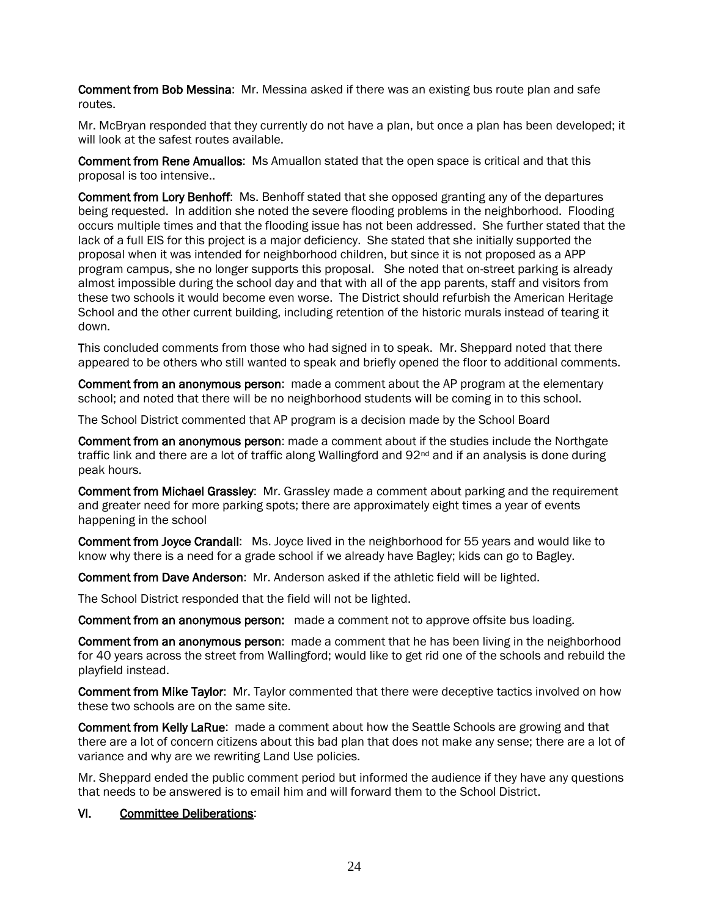**Comment from Bob Messina**: Mr. Messina asked if there was an existing bus route plan and safe routes.

Mr. McBryan responded that they currently do not have a plan, but once a plan has been developed; it will look at the safest routes available.

**Comment from Rene Amuallos**: Ms Amuallon stated that the open space is critical and that this proposal is too intensive..

**Comment from Lory Benhoff**: Ms. Benhoff stated that she opposed granting any of the departures being requested. In addition she noted the severe flooding problems in the neighborhood. Flooding occurs multiple times and that the flooding issue has not been addressed. She further stated that the lack of a full EIS for this project is a major deficiency. She stated that she initially supported the proposal when it was intended for neighborhood children, but since it is not proposed as a APP program campus, she no longer supports this proposal. She noted that on-street parking is already almost impossible during the school day and that with all of the app parents, staff and visitors from these two schools it would become even worse. The District should refurbish the American Heritage School and the other current building, including retention of the historic murals instead of tearing it down.

This concluded comments from those who had signed in to speak. Mr. Sheppard noted that there appeared to be others who still wanted to speak and briefly opened the floor to additional comments.

**Comment from an anonymous person**: made a comment about the AP program at the elementary school; and noted that there will be no neighborhood students will be coming in to this school.

The School District commented that AP program is a decision made by the School Board

**Comment from an anonymous person**: made a comment about if the studies include the Northgate traffic link and there are a lot of traffic along Wallingford and 92nd and if an analysis is done during peak hours.

**Comment from Michael Grassley**: Mr. Grassley made a comment about parking and the requirement and greater need for more parking spots; there are approximately eight times a year of events happening in the school

**Comment from Joyce Crandall**: Ms. Joyce lived in the neighborhood for 55 years and would like to know why there is a need for a grade school if we already have Bagley; kids can go to Bagley.

**Comment from Dave Anderson**: Mr. Anderson asked if the athletic field will be lighted.

The School District responded that the field will not be lighted.

**Comment from an anonymous person:** made a comment not to approve offsite bus loading.

**Comment from an anonymous person**: made a comment that he has been living in the neighborhood for 40 years across the street from Wallingford; would like to get rid one of the schools and rebuild the playfield instead.

**Comment from Mike Taylor**: Mr. Taylor commented that there were deceptive tactics involved on how these two schools are on the same site.

**Comment from Kelly LaRue**: made a comment about how the Seattle Schools are growing and that there are a lot of concern citizens about this bad plan that does not make any sense; there are a lot of variance and why are we rewriting Land Use policies.

Mr. Sheppard ended the public comment period but informed the audience if they have any questions that needs to be answered is to email him and will forward them to the School District.

## VI. Committee Deliberations: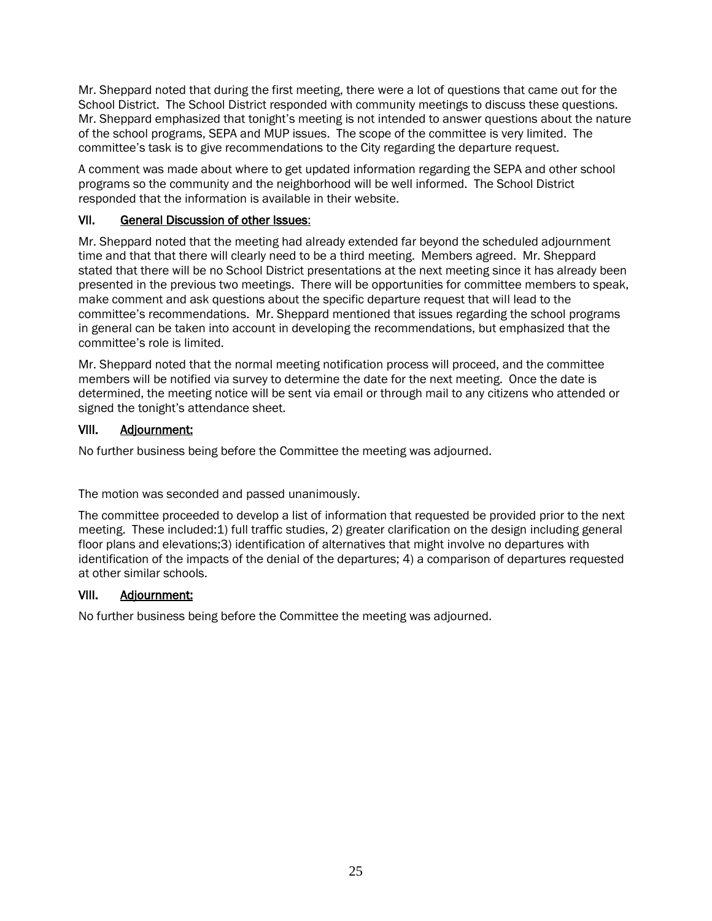Mr. Sheppard noted that during the first meeting, there were a lot of questions that came out for the School District. The School District responded with community meetings to discuss these questions. Mr. Sheppard emphasized that tonight's meeting is not intended to answer questions about the nature of the school programs, SEPA and MUP issues. The scope of the committee is very limited. The committee's task is to give recommendations to the City regarding the departure request.

A comment was made about where to get updated information regarding the SEPA and other school programs so the community and the neighborhood will be well informed. The School District responded that the information is available in their website.

## VII. General Discussion of other Issues:

Mr. Sheppard noted that the meeting had already extended far beyond the scheduled adjournment time and that that there will clearly need to be a third meeting. Members agreed. Mr. Sheppard stated that there will be no School District presentations at the next meeting since it has already been presented in the previous two meetings. There will be opportunities for committee members to speak, make comment and ask questions about the specific departure request that will lead to the committee's recommendations. Mr. Sheppard mentioned that issues regarding the school programs in general can be taken into account in developing the recommendations, but emphasized that the committee's role is limited.

Mr. Sheppard noted that the normal meeting notification process will proceed, and the committee members will be notified via survey to determine the date for the next meeting. Once the date is determined, the meeting notice will be sent via email or through mail to any citizens who attended or signed the tonight's attendance sheet.

## VIII. Adjournment:

No further business being before the Committee the meeting was adjourned.

The motion was seconded and passed unanimously.

The committee proceeded to develop a list of information that requested be provided prior to the next meeting. These included:1) full traffic studies, 2) greater clarification on the design including general floor plans and elevations;3) identification of alternatives that might involve no departures with identification of the impacts of the denial of the departures; 4) a comparison of departures requested at other similar schools.

## VIII. Adjournment:

No further business being before the Committee the meeting was adjourned.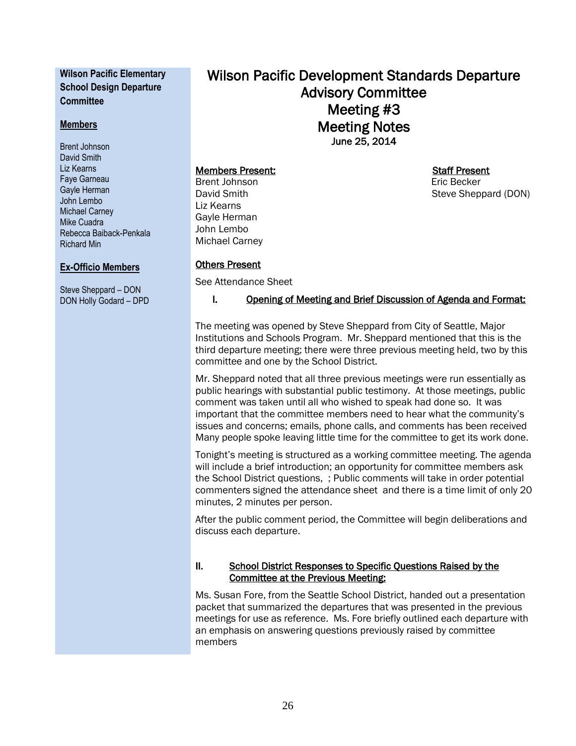**Wilson Pacific Elementary School Design Departure Committee**

**Members**

Brent Johnson
David Smith
Liz Kearns
Faye Garneau
Gayle Herman
John Lembo
Michael Carney
Mike Cuadra
Rebecca Baiback-Penkala
Richard Min

**Ex-Officio Members**

Steve Sheppard – DON
DON Holly Godard – DPD

# Wilson Pacific Development Standards Departure Advisory Committee Meeting #3 Meeting Notes

**June 25, 2014**

**Members Present:**
Brent Johnson
David Smith
Liz Kearns
Gayle Herman
John Lembo
Michael Carney

**Staff Present**
Eric Becker
Steve Sheppard (DON)

**Others Present**

See Attendance Sheet

## I. Opening of Meeting and Brief Discussion of Agenda and Format:

The meeting was opened by Steve Sheppard from City of Seattle, Major Institutions and Schools Program. Mr. Sheppard mentioned that this is the third departure meeting; there were three previous meeting held, two by this committee and one by the School District.

Mr. Sheppard noted that all three previous meetings were run essentially as public hearings with substantial public testimony. At those meetings, public comment was taken until all who wished to speak had done so. It was important that the committee members need to hear what the community's issues and concerns; emails, phone calls, and comments has been received Many people spoke leaving little time for the committee to get its work done.

Tonight's meeting is structured as a working committee meeting. The agenda will include a brief introduction; an opportunity for committee members ask the School District questions, ; Public comments will take in order potential commenters signed the attendance sheet and there is a time limit of only 20 minutes, 2 minutes per person.

After the public comment period, the Committee will begin deliberations and discuss each departure.

## II. School District Responses to Specific Questions Raised by the Committee at the Previous Meeting:

Ms. Susan Fore, from the Seattle School District, handed out a presentation packet that summarized the departures that was presented in the previous meetings for use as reference. Ms. Fore briefly outlined each departure with an emphasis on answering questions previously raised by committee members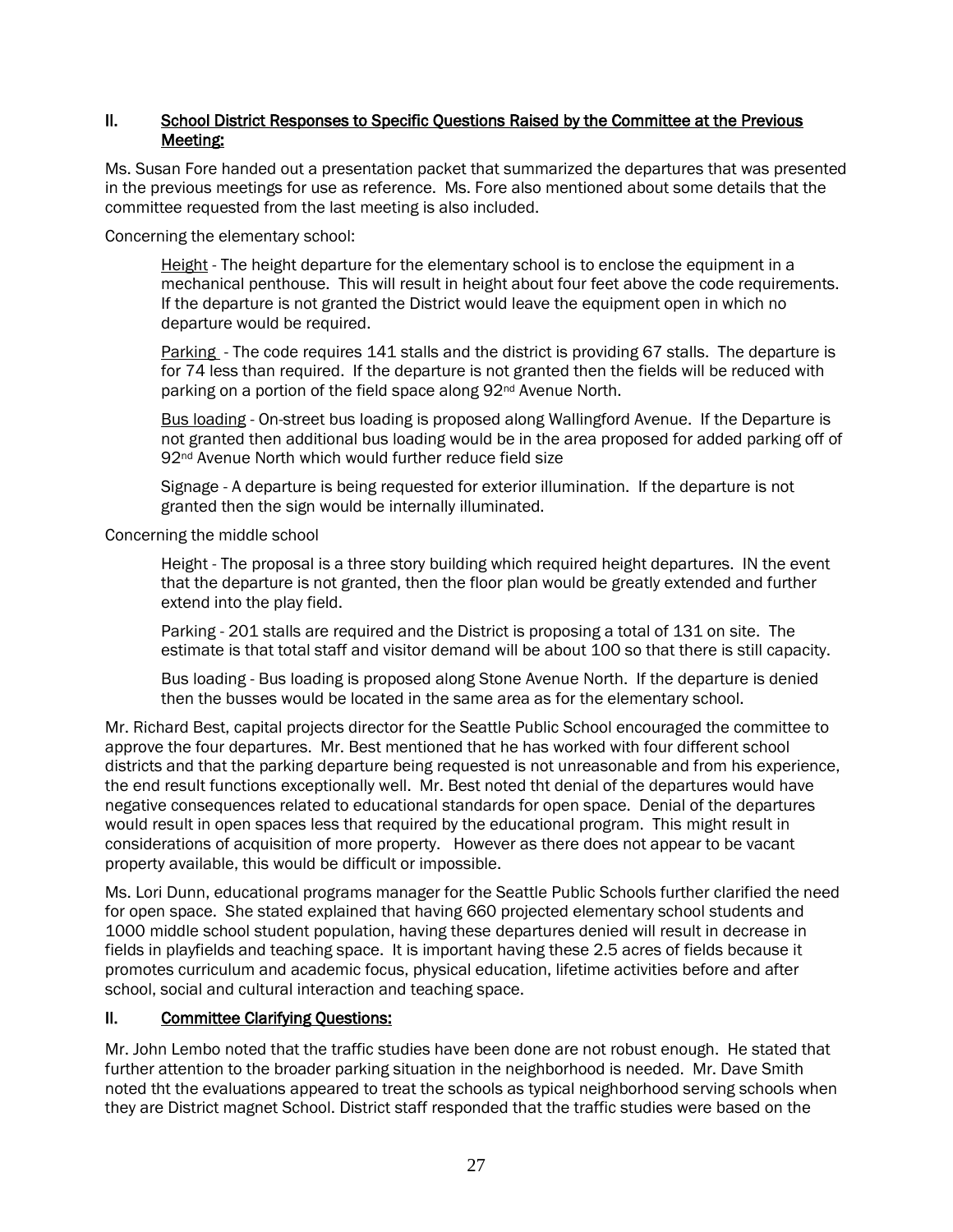## II. School District Responses to Specific Questions Raised by the Committee at the Previous Meeting:

Ms. Susan Fore handed out a presentation packet that summarized the departures that was presented in the previous meetings for use as reference. Ms. Fore also mentioned about some details that the committee requested from the last meeting is also included.

Concerning the elementary school:

> Height - The height departure for the elementary school is to enclose the equipment in a mechanical penthouse. This will result in height about four feet above the code requirements. If the departure is not granted the District would leave the equipment open in which no departure would be required.
>
> Parking - The code requires 141 stalls and the district is providing 67 stalls. The departure is for 74 less than required. If the departure is not granted then the fields will be reduced with parking on a portion of the field space along 92nd Avenue North.
>
> Bus loading - On-street bus loading is proposed along Wallingford Avenue. If the Departure is not granted then additional bus loading would be in the area proposed for added parking off of 92nd Avenue North which would further reduce field size
>
> Signage - A departure is being requested for exterior illumination. If the departure is not granted then the sign would be internally illuminated.

Concerning the middle school

> Height - The proposal is a three story building which required height departures. IN the event that the departure is not granted, then the floor plan would be greatly extended and further extend into the play field.
>
> Parking - 201 stalls are required and the District is proposing a total of 131 on site. The estimate is that total staff and visitor demand will be about 100 so that there is still capacity.
>
> Bus loading - Bus loading is proposed along Stone Avenue North. If the departure is denied then the busses would be located in the same area as for the elementary school.

Mr. Richard Best, capital projects director for the Seattle Public School encouraged the committee to approve the four departures. Mr. Best mentioned that he has worked with four different school districts and that the parking departure being requested is not unreasonable and from his experience, the end result functions exceptionally well. Mr. Best noted tht denial of the departures would have negative consequences related to educational standards for open space. Denial of the departures would result in open spaces less that required by the educational program. This might result in considerations of acquisition of more property. However as there does not appear to be vacant property available, this would be difficult or impossible.

Ms. Lori Dunn, educational programs manager for the Seattle Public Schools further clarified the need for open space. She stated explained that having 660 projected elementary school students and 1000 middle school student population, having these departures denied will result in decrease in fields in playfields and teaching space. It is important having these 2.5 acres of fields because it promotes curriculum and academic focus, physical education, lifetime activities before and after school, social and cultural interaction and teaching space.

## II. Committee Clarifying Questions:

Mr. John Lembo noted that the traffic studies have been done are not robust enough. He stated that further attention to the broader parking situation in the neighborhood is needed. Mr. Dave Smith noted tht the evaluations appeared to treat the schools as typical neighborhood serving schools when they are District magnet School. District staff responded that the traffic studies were based on the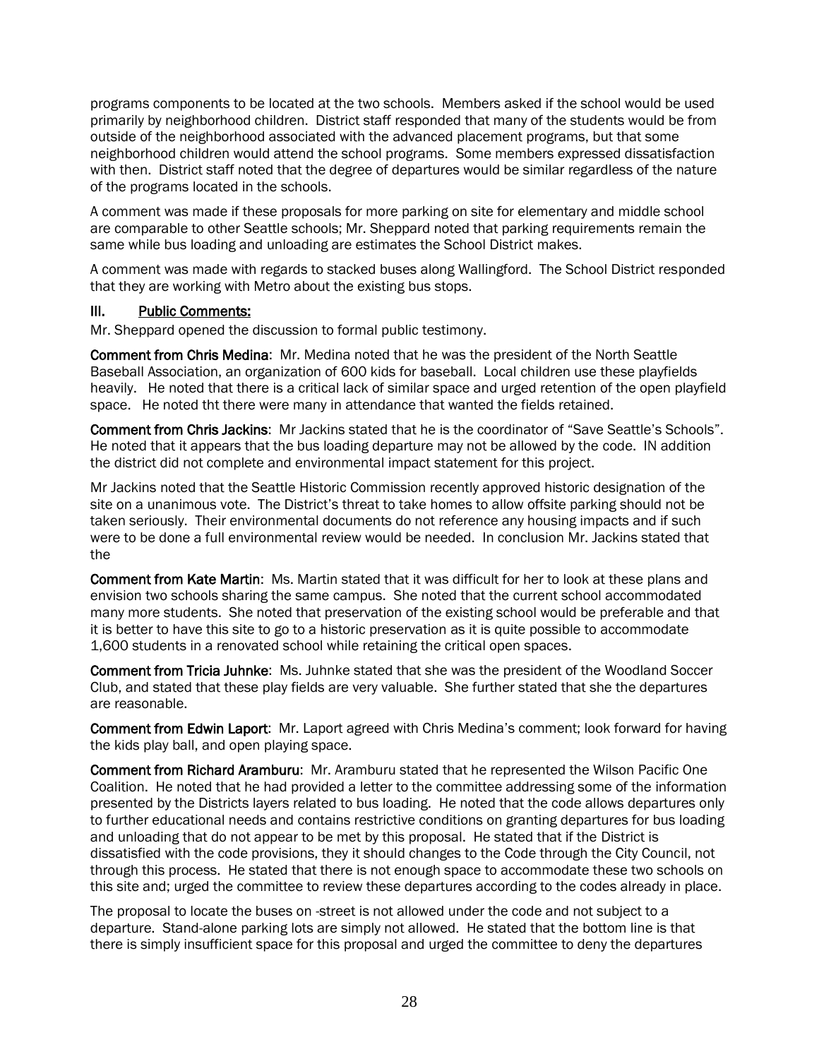programs components to be located at the two schools. Members asked if the school would be used primarily by neighborhood children. District staff responded that many of the students would be from outside of the neighborhood associated with the advanced placement programs, but that some neighborhood children would attend the school programs. Some members expressed dissatisfaction with then. District staff noted that the degree of departures would be similar regardless of the nature of the programs located in the schools.

A comment was made if these proposals for more parking on site for elementary and middle school are comparable to other Seattle schools; Mr. Sheppard noted that parking requirements remain the same while bus loading and unloading are estimates the School District makes.

A comment was made with regards to stacked buses along Wallingford. The School District responded that they are working with Metro about the existing bus stops.

## III. Public Comments:

Mr. Sheppard opened the discussion to formal public testimony.

**Comment from Chris Medina**: Mr. Medina noted that he was the president of the North Seattle Baseball Association, an organization of 600 kids for baseball. Local children use these playfields heavily. He noted that there is a critical lack of similar space and urged retention of the open playfield space. He noted tht there were many in attendance that wanted the fields retained.

**Comment from Chris Jackins**: Mr Jackins stated that he is the coordinator of "Save Seattle's Schools". He noted that it appears that the bus loading departure may not be allowed by the code. IN addition the district did not complete and environmental impact statement for this project.

Mr Jackins noted that the Seattle Historic Commission recently approved historic designation of the site on a unanimous vote. The District's threat to take homes to allow offsite parking should not be taken seriously. Their environmental documents do not reference any housing impacts and if such were to be done a full environmental review would be needed. In conclusion Mr. Jackins stated that the

**Comment from Kate Martin**: Ms. Martin stated that it was difficult for her to look at these plans and envision two schools sharing the same campus. She noted that the current school accommodated many more students. She noted that preservation of the existing school would be preferable and that it is better to have this site to go to a historic preservation as it is quite possible to accommodate 1,600 students in a renovated school while retaining the critical open spaces.

**Comment from Tricia Juhnke**: Ms. Juhnke stated that she was the president of the Woodland Soccer Club, and stated that these play fields are very valuable. She further stated that she the departures are reasonable.

**Comment from Edwin Laport**: Mr. Laport agreed with Chris Medina's comment; look forward for having the kids play ball, and open playing space.

**Comment from Richard Aramburu**: Mr. Aramburu stated that he represented the Wilson Pacific One Coalition. He noted that he had provided a letter to the committee addressing some of the information presented by the Districts layers related to bus loading. He noted that the code allows departures only to further educational needs and contains restrictive conditions on granting departures for bus loading and unloading that do not appear to be met by this proposal. He stated that if the District is dissatisfied with the code provisions, they it should changes to the Code through the City Council, not through this process. He stated that there is not enough space to accommodate these two schools on this site and; urged the committee to review these departures according to the codes already in place.

The proposal to locate the buses on -street is not allowed under the code and not subject to a departure. Stand-alone parking lots are simply not allowed. He stated that the bottom line is that there is simply insufficient space for this proposal and urged the committee to deny the departures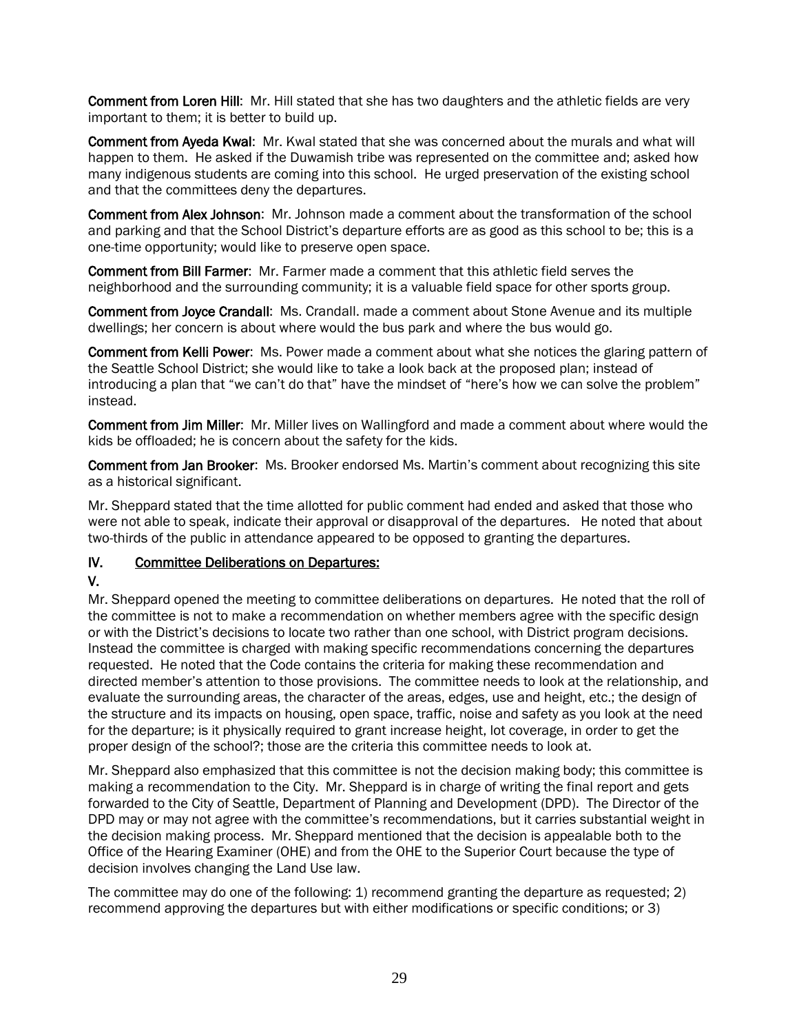**Comment from Loren Hill**: Mr. Hill stated that she has two daughters and the athletic fields are very important to them; it is better to build up.

**Comment from Ayeda Kwal**: Mr. Kwal stated that she was concerned about the murals and what will happen to them. He asked if the Duwamish tribe was represented on the committee and; asked how many indigenous students are coming into this school. He urged preservation of the existing school and that the committees deny the departures.

**Comment from Alex Johnson**: Mr. Johnson made a comment about the transformation of the school and parking and that the School District's departure efforts are as good as this school to be; this is a one-time opportunity; would like to preserve open space.

**Comment from Bill Farmer**: Mr. Farmer made a comment that this athletic field serves the neighborhood and the surrounding community; it is a valuable field space for other sports group.

**Comment from Joyce Crandall**: Ms. Crandall. made a comment about Stone Avenue and its multiple dwellings; her concern is about where would the bus park and where the bus would go.

**Comment from Kelli Power**: Ms. Power made a comment about what she notices the glaring pattern of the Seattle School District; she would like to take a look back at the proposed plan; instead of introducing a plan that "we can't do that" have the mindset of "here's how we can solve the problem" instead.

**Comment from Jim Miller**: Mr. Miller lives on Wallingford and made a comment about where would the kids be offloaded; he is concern about the safety for the kids.

**Comment from Jan Brooker**: Ms. Brooker endorsed Ms. Martin's comment about recognizing this site as a historical significant.

Mr. Sheppard stated that the time allotted for public comment had ended and asked that those who were not able to speak, indicate their approval or disapproval of the departures. He noted that about two-thirds of the public in attendance appeared to be opposed to granting the departures.

## IV. Committee Deliberations on Departures:

## V.

Mr. Sheppard opened the meeting to committee deliberations on departures. He noted that the roll of the committee is not to make a recommendation on whether members agree with the specific design or with the District's decisions to locate two rather than one school, with District program decisions. Instead the committee is charged with making specific recommendations concerning the departures requested. He noted that the Code contains the criteria for making these recommendation and directed member's attention to those provisions. The committee needs to look at the relationship, and evaluate the surrounding areas, the character of the areas, edges, use and height, etc.; the design of the structure and its impacts on housing, open space, traffic, noise and safety as you look at the need for the departure; is it physically required to grant increase height, lot coverage, in order to get the proper design of the school?; those are the criteria this committee needs to look at.

Mr. Sheppard also emphasized that this committee is not the decision making body; this committee is making a recommendation to the City. Mr. Sheppard is in charge of writing the final report and gets forwarded to the City of Seattle, Department of Planning and Development (DPD). The Director of the DPD may or may not agree with the committee's recommendations, but it carries substantial weight in the decision making process. Mr. Sheppard mentioned that the decision is appealable both to the Office of the Hearing Examiner (OHE) and from the OHE to the Superior Court because the type of decision involves changing the Land Use law.

The committee may do one of the following: 1) recommend granting the departure as requested; 2) recommend approving the departures but with either modifications or specific conditions; or 3)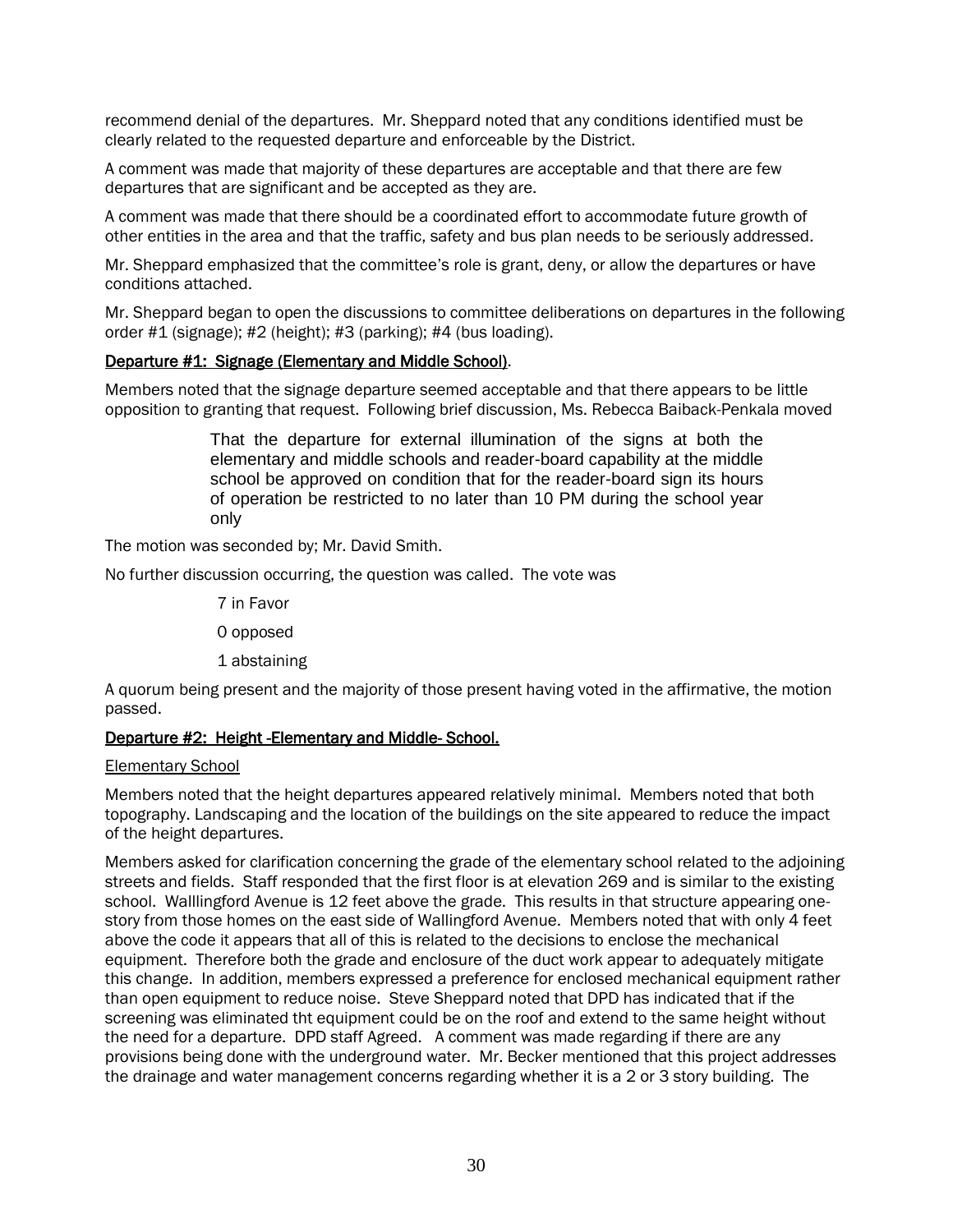recommend denial of the departures. Mr. Sheppard noted that any conditions identified must be clearly related to the requested departure and enforceable by the District.

A comment was made that majority of these departures are acceptable and that there are few departures that are significant and be accepted as they are.

A comment was made that there should be a coordinated effort to accommodate future growth of other entities in the area and that the traffic, safety and bus plan needs to be seriously addressed.

Mr. Sheppard emphasized that the committee's role is grant, deny, or allow the departures or have conditions attached.

Mr. Sheppard began to open the discussions to committee deliberations on departures in the following order #1 (signage); #2 (height); #3 (parking); #4 (bus loading).

**Departure #1: Signage (Elementary and Middle School)**.

Members noted that the signage departure seemed acceptable and that there appears to be little opposition to granting that request. Following brief discussion, Ms. Rebecca Baiback-Penkala moved

> That the departure for external illumination of the signs at both the elementary and middle schools and reader-board capability at the middle school be approved on condition that for the reader-board sign its hours of operation be restricted to no later than 10 PM during the school year only

The motion was seconded by; Mr. David Smith.

No further discussion occurring, the question was called. The vote was

7 in Favor

0 opposed

1 abstaining

A quorum being present and the majority of those present having voted in the affirmative, the motion passed.

**Departure #2: Height -Elementary and Middle- School.**

Elementary School

Members noted that the height departures appeared relatively minimal. Members noted that both topography. Landscaping and the location of the buildings on the site appeared to reduce the impact of the height departures.

Members asked for clarification concerning the grade of the elementary school related to the adjoining streets and fields. Staff responded that the first floor is at elevation 269 and is similar to the existing school. Walllingford Avenue is 12 feet above the grade. This results in that structure appearing one-story from those homes on the east side of Wallingford Avenue. Members noted that with only 4 feet above the code it appears that all of this is related to the decisions to enclose the mechanical equipment. Therefore both the grade and enclosure of the duct work appear to adequately mitigate this change. In addition, members expressed a preference for enclosed mechanical equipment rather than open equipment to reduce noise. Steve Sheppard noted that DPD has indicated that if the screening was eliminated tht equipment could be on the roof and extend to the same height without the need for a departure. DPD staff Agreed. A comment was made regarding if there are any provisions being done with the underground water. Mr. Becker mentioned that this project addresses the drainage and water management concerns regarding whether it is a 2 or 3 story building. The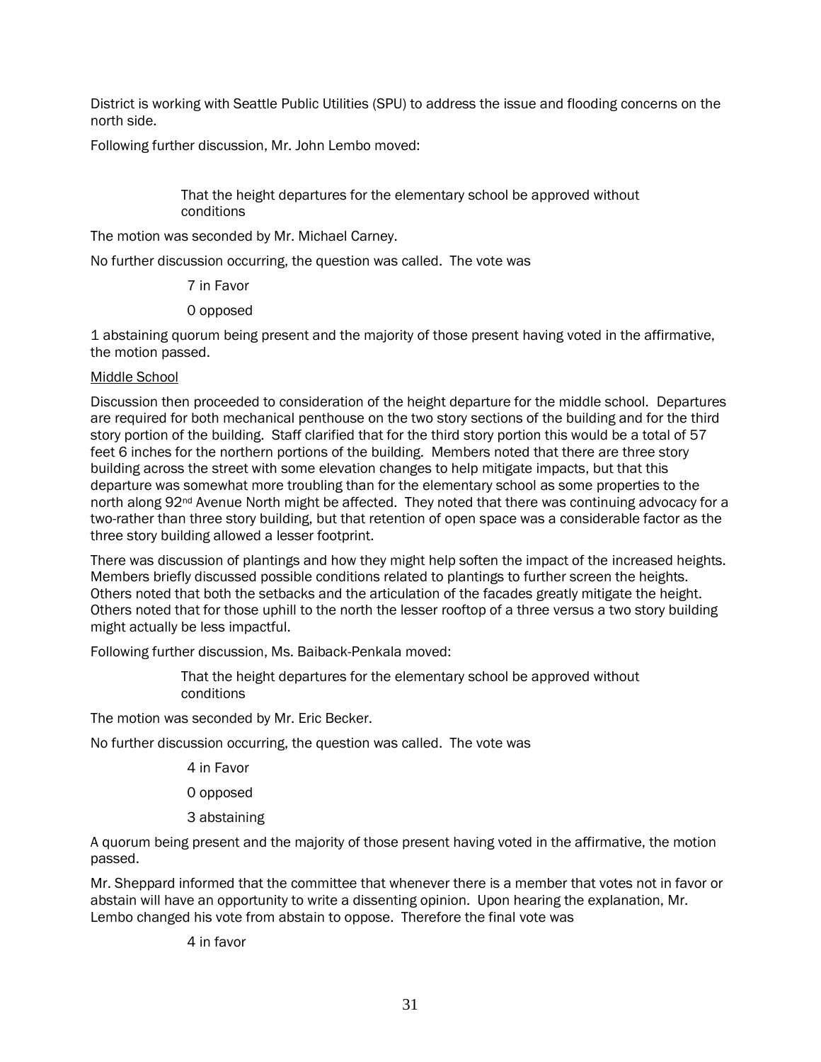District is working with Seattle Public Utilities (SPU) to address the issue and flooding concerns on the north side.

Following further discussion, Mr. John Lembo moved:

> That the height departures for the elementary school be approved without conditions

The motion was seconded by Mr. Michael Carney.

No further discussion occurring, the question was called. The vote was

> 7 in Favor
>
> 0 opposed

1 abstaining quorum being present and the majority of those present having voted in the affirmative, the motion passed.

<u>Middle School</u>

Discussion then proceeded to consideration of the height departure for the middle school. Departures are required for both mechanical penthouse on the two story sections of the building and for the third story portion of the building. Staff clarified that for the third story portion this would be a total of 57 feet 6 inches for the northern portions of the building. Members noted that there are three story building across the street with some elevation changes to help mitigate impacts, but that this departure was somewhat more troubling than for the elementary school as some properties to the north along 92nd Avenue North might be affected. They noted that there was continuing advocacy for a two-rather than three story building, but that retention of open space was a considerable factor as the three story building allowed a lesser footprint.

There was discussion of plantings and how they might help soften the impact of the increased heights. Members briefly discussed possible conditions related to plantings to further screen the heights. Others noted that both the setbacks and the articulation of the facades greatly mitigate the height. Others noted that for those uphill to the north the lesser rooftop of a three versus a two story building might actually be less impactful.

Following further discussion, Ms. Baiback-Penkala moved:

> That the height departures for the elementary school be approved without conditions

The motion was seconded by Mr. Eric Becker.

No further discussion occurring, the question was called. The vote was

> 4 in Favor
>
> 0 opposed
>
> 3 abstaining

A quorum being present and the majority of those present having voted in the affirmative, the motion passed.

Mr. Sheppard informed that the committee that whenever there is a member that votes not in favor or abstain will have an opportunity to write a dissenting opinion. Upon hearing the explanation, Mr. Lembo changed his vote from abstain to oppose. Therefore the final vote was

> 4 in favor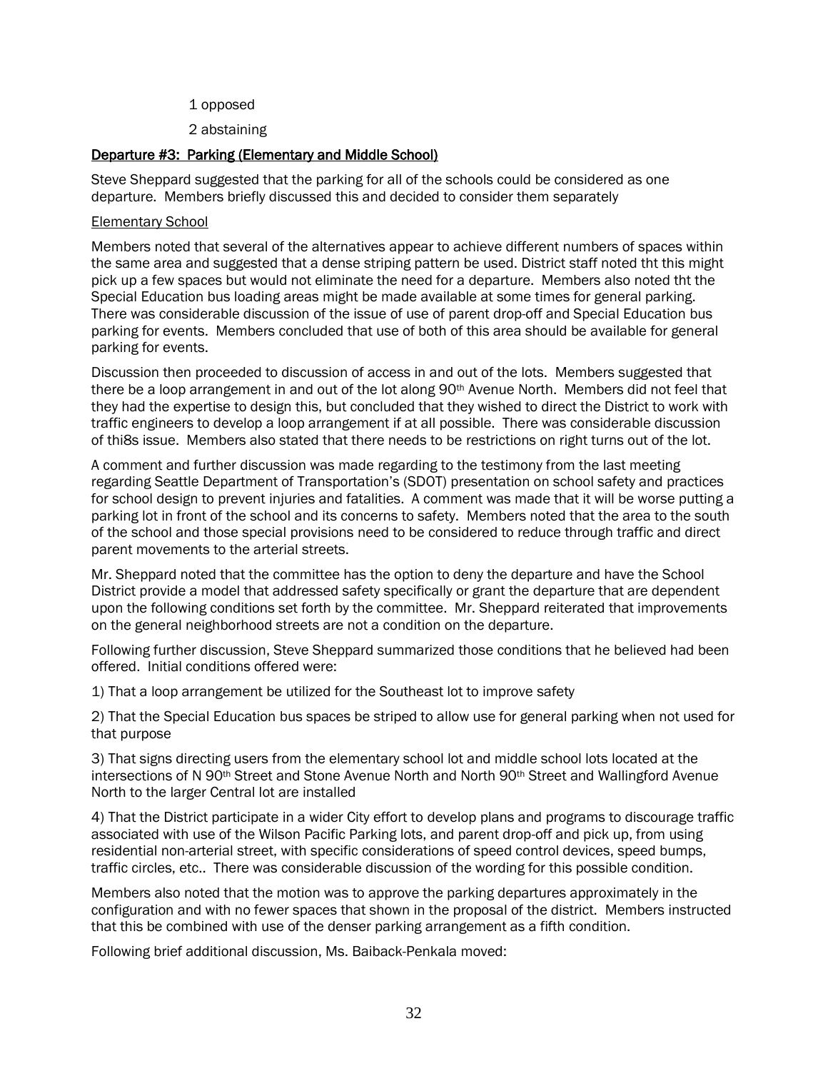1 opposed

2 abstaining

## Departure #3: Parking (Elementary and Middle School)

Steve Sheppard suggested that the parking for all of the schools could be considered as one departure. Members briefly discussed this and decided to consider them separately

### Elementary School

Members noted that several of the alternatives appear to achieve different numbers of spaces within the same area and suggested that a dense striping pattern be used. District staff noted tht this might pick up a few spaces but would not eliminate the need for a departure. Members also noted tht the Special Education bus loading areas might be made available at some times for general parking. There was considerable discussion of the issue of use of parent drop-off and Special Education bus parking for events. Members concluded that use of both of this area should be available for general parking for events.

Discussion then proceeded to discussion of access in and out of the lots. Members suggested that there be a loop arrangement in and out of the lot along 90th Avenue North. Members did not feel that they had the expertise to design this, but concluded that they wished to direct the District to work with traffic engineers to develop a loop arrangement if at all possible. There was considerable discussion of thi8s issue. Members also stated that there needs to be restrictions on right turns out of the lot.

A comment and further discussion was made regarding to the testimony from the last meeting regarding Seattle Department of Transportation's (SDOT) presentation on school safety and practices for school design to prevent injuries and fatalities. A comment was made that it will be worse putting a parking lot in front of the school and its concerns to safety. Members noted that the area to the south of the school and those special provisions need to be considered to reduce through traffic and direct parent movements to the arterial streets.

Mr. Sheppard noted that the committee has the option to deny the departure and have the School District provide a model that addressed safety specifically or grant the departure that are dependent upon the following conditions set forth by the committee. Mr. Sheppard reiterated that improvements on the general neighborhood streets are not a condition on the departure.

Following further discussion, Steve Sheppard summarized those conditions that he believed had been offered. Initial conditions offered were:

1) That a loop arrangement be utilized for the Southeast lot to improve safety

2) That the Special Education bus spaces be striped to allow use for general parking when not used for that purpose

3) That signs directing users from the elementary school lot and middle school lots located at the intersections of N 90th Street and Stone Avenue North and North 90th Street and Wallingford Avenue North to the larger Central lot are installed

4) That the District participate in a wider City effort to develop plans and programs to discourage traffic associated with use of the Wilson Pacific Parking lots, and parent drop-off and pick up, from using residential non-arterial street, with specific considerations of speed control devices, speed bumps, traffic circles, etc.. There was considerable discussion of the wording for this possible condition.

Members also noted that the motion was to approve the parking departures approximately in the configuration and with no fewer spaces that shown in the proposal of the district. Members instructed that this be combined with use of the denser parking arrangement as a fifth condition.

Following brief additional discussion, Ms. Baiback-Penkala moved: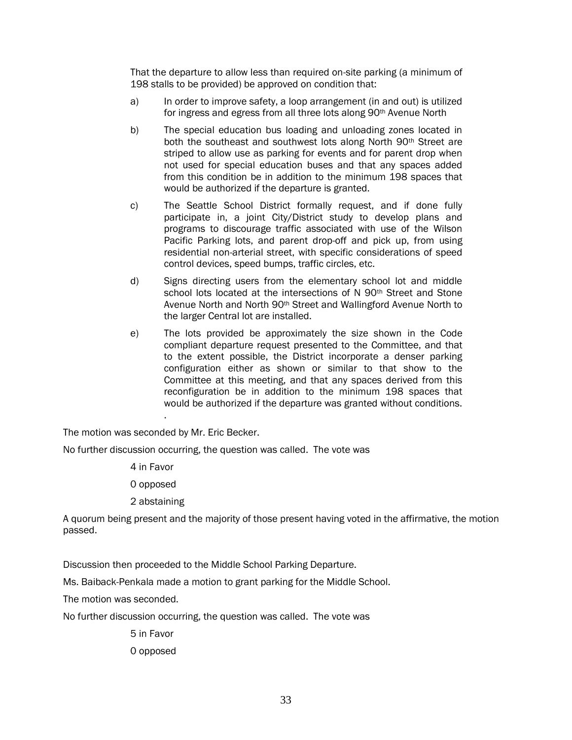That the departure to allow less than required on-site parking (a minimum of 198 stalls to be provided) be approved on condition that:

a) In order to improve safety, a loop arrangement (in and out) is utilized for ingress and egress from all three lots along 90th Avenue North

b) The special education bus loading and unloading zones located in both the southeast and southwest lots along North 90th Street are striped to allow use as parking for events and for parent drop when not used for special education buses and that any spaces added from this condition be in addition to the minimum 198 spaces that would be authorized if the departure is granted.

c) The Seattle School District formally request, and if done fully participate in, a joint City/District study to develop plans and programs to discourage traffic associated with use of the Wilson Pacific Parking lots, and parent drop-off and pick up, from using residential non-arterial street, with specific considerations of speed control devices, speed bumps, traffic circles, etc.

d) Signs directing users from the elementary school lot and middle school lots located at the intersections of N 90th Street and Stone Avenue North and North 90th Street and Wallingford Avenue North to the larger Central lot are installed.

e) The lots provided be approximately the size shown in the Code compliant departure request presented to the Committee, and that to the extent possible, the District incorporate a denser parking configuration either as shown or similar to that show to the Committee at this meeting, and that any spaces derived from this reconfiguration be in addition to the minimum 198 spaces that would be authorized if the departure was granted without conditions.
.

The motion was seconded by Mr. Eric Becker.

No further discussion occurring, the question was called. The vote was

4 in Favor

0 opposed

2 abstaining

A quorum being present and the majority of those present having voted in the affirmative, the motion passed.

Discussion then proceeded to the Middle School Parking Departure.

Ms. Baiback-Penkala made a motion to grant parking for the Middle School.

The motion was seconded.

No further discussion occurring, the question was called. The vote was

5 in Favor

0 opposed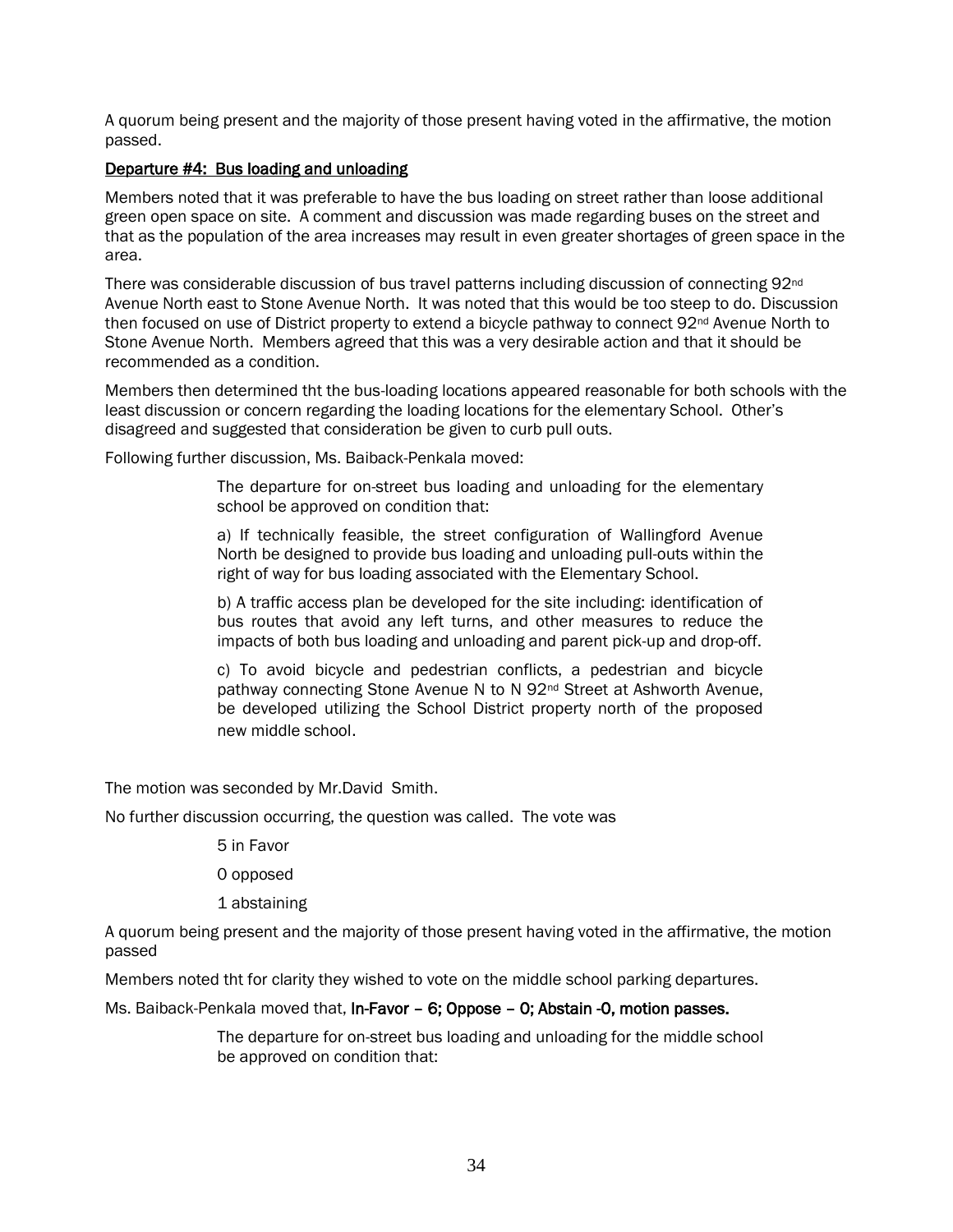A quorum being present and the majority of those present having voted in the affirmative, the motion passed.

## Departure #4: Bus loading and unloading

Members noted that it was preferable to have the bus loading on street rather than loose additional green open space on site. A comment and discussion was made regarding buses on the street and that as the population of the area increases may result in even greater shortages of green space in the area.

There was considerable discussion of bus travel patterns including discussion of connecting 92nd Avenue North east to Stone Avenue North. It was noted that this would be too steep to do. Discussion then focused on use of District property to extend a bicycle pathway to connect 92nd Avenue North to Stone Avenue North. Members agreed that this was a very desirable action and that it should be recommended as a condition.

Members then determined tht the bus-loading locations appeared reasonable for both schools with the least discussion or concern regarding the loading locations for the elementary School. Other's disagreed and suggested that consideration be given to curb pull outs.

Following further discussion, Ms. Baiback-Penkala moved:

> The departure for on-street bus loading and unloading for the elementary school be approved on condition that:
>
> a) If technically feasible, the street configuration of Wallingford Avenue North be designed to provide bus loading and unloading pull-outs within the right of way for bus loading associated with the Elementary School.
>
> b) A traffic access plan be developed for the site including: identification of bus routes that avoid any left turns, and other measures to reduce the impacts of both bus loading and unloading and parent pick-up and drop-off.
>
> c) To avoid bicycle and pedestrian conflicts, a pedestrian and bicycle pathway connecting Stone Avenue N to N 92nd Street at Ashworth Avenue, be developed utilizing the School District property north of the proposed new middle school.

The motion was seconded by Mr.David Smith.

No further discussion occurring, the question was called. The vote was

> 5 in Favor
>
> 0 opposed
>
> 1 abstaining

A quorum being present and the majority of those present having voted in the affirmative, the motion passed

Members noted tht for clarity they wished to vote on the middle school parking departures.

Ms. Baiback-Penkala moved that, **In-Favor – 6; Oppose – 0; Abstain -0, motion passes.**

> The departure for on-street bus loading and unloading for the middle school be approved on condition that: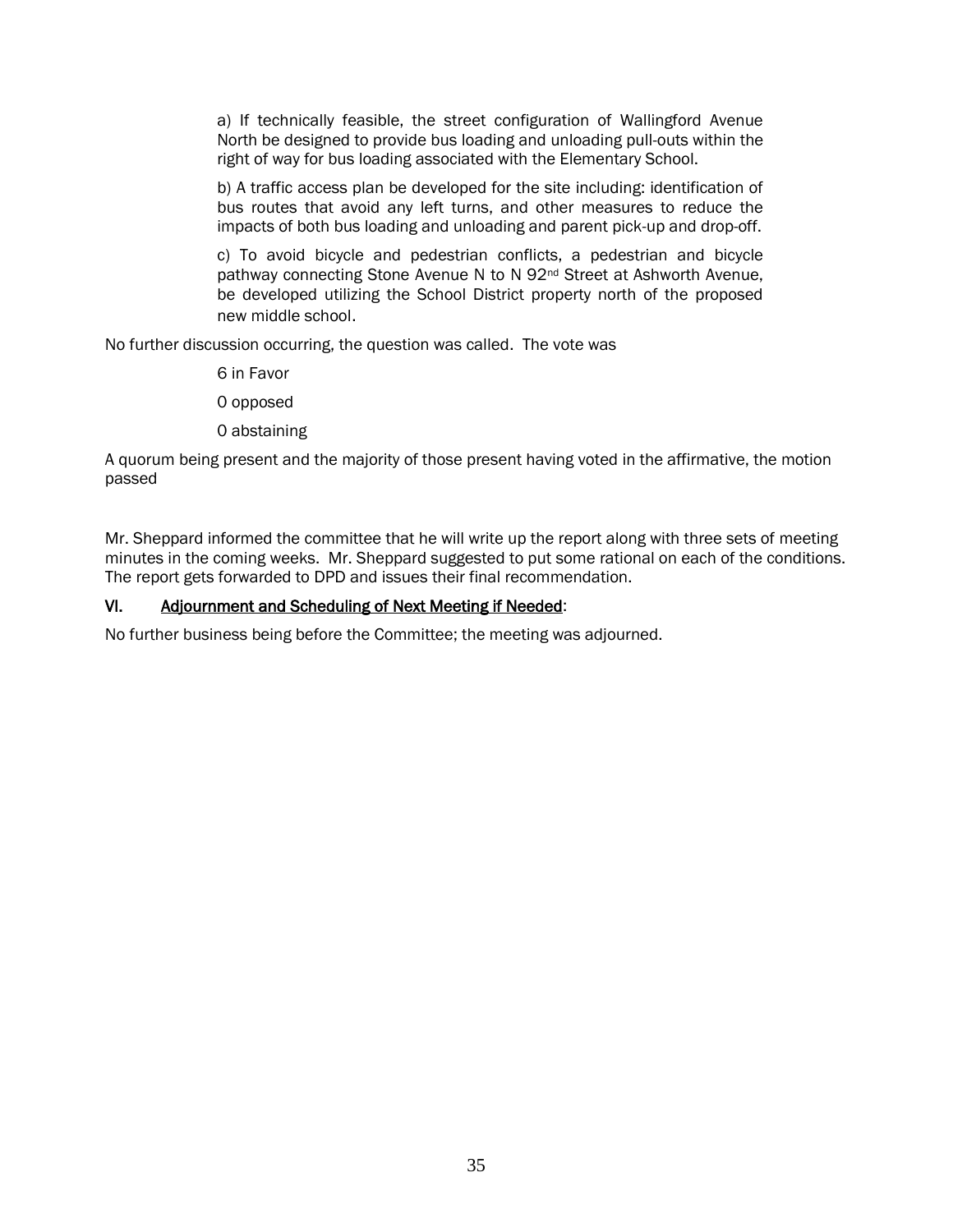a) If technically feasible, the street configuration of Wallingford Avenue North be designed to provide bus loading and unloading pull-outs within the right of way for bus loading associated with the Elementary School.

b) A traffic access plan be developed for the site including: identification of bus routes that avoid any left turns, and other measures to reduce the impacts of both bus loading and unloading and parent pick-up and drop-off.

c) To avoid bicycle and pedestrian conflicts, a pedestrian and bicycle pathway connecting Stone Avenue N to N 92nd Street at Ashworth Avenue, be developed utilizing the School District property north of the proposed new middle school.

No further discussion occurring, the question was called. The vote was

6 in Favor

0 opposed

0 abstaining

A quorum being present and the majority of those present having voted in the affirmative, the motion passed

Mr. Sheppard informed the committee that he will write up the report along with three sets of meeting minutes in the coming weeks. Mr. Sheppard suggested to put some rational on each of the conditions. The report gets forwarded to DPD and issues their final recommendation.

## VI. Adjournment and Scheduling of Next Meeting if Needed:

No further business being before the Committee; the meeting was adjourned.